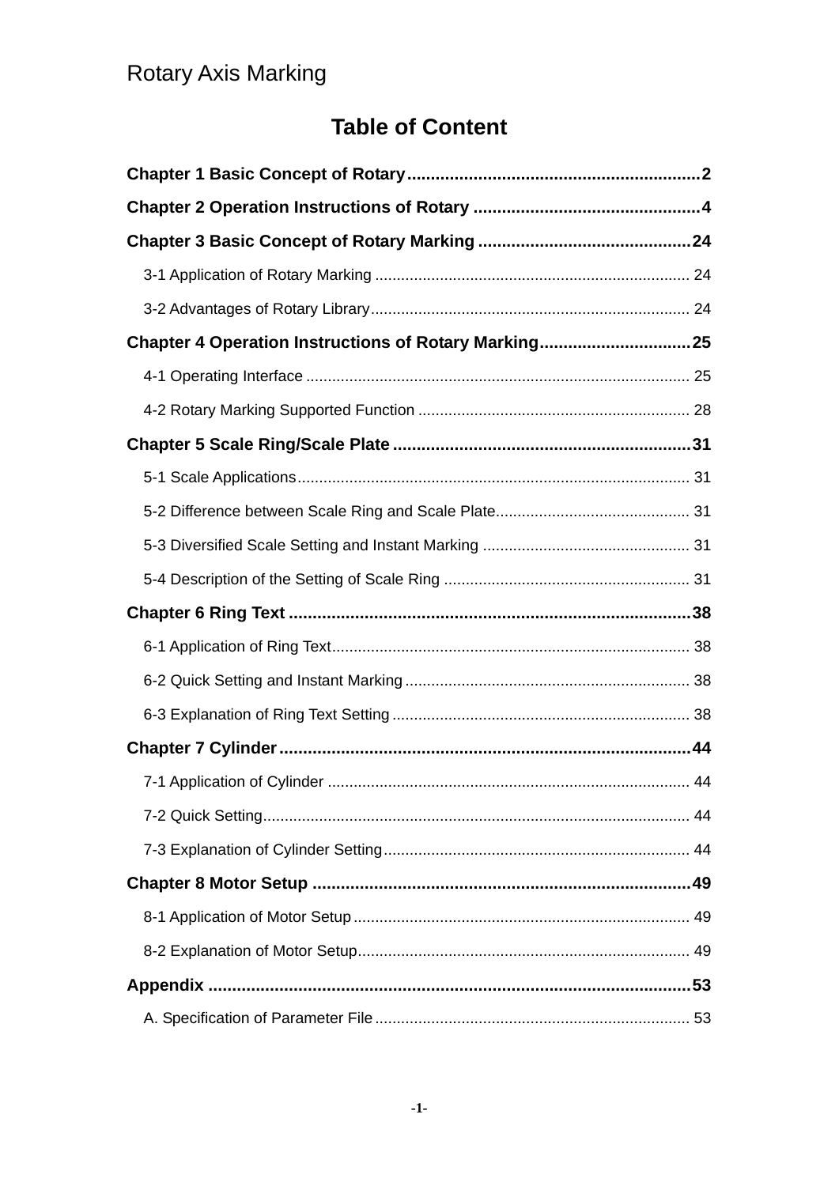Rotary Axis Marking

# Table of Content

**Chapter 1 Basic Concept of Rotary** .......... **2**

**Chapter 2 Operation Instructions of Rotary** .......... **4**

**Chapter 3 Basic Concept of Rotary Marking** .......... **24**

- 3-1 Application of Rotary Marking .......... 24
- 3-2 Advantages of Rotary Library .......... 24

**Chapter 4 Operation Instructions of Rotary Marking** .......... **25**

- 4-1 Operating Interface .......... 25
- 4-2 Rotary Marking Supported Function .......... 28

**Chapter 5 Scale Ring/Scale Plate** .......... **31**

- 5-1 Scale Applications .......... 31
- 5-2 Difference between Scale Ring and Scale Plate .......... 31
- 5-3 Diversified Scale Setting and Instant Marking .......... 31
- 5-4 Description of the Setting of Scale Ring .......... 31

**Chapter 6 Ring Text** .......... **38**

- 6-1 Application of Ring Text .......... 38
- 6-2 Quick Setting and Instant Marking .......... 38
- 6-3 Explanation of Ring Text Setting .......... 38

**Chapter 7 Cylinder** .......... **44**

- 7-1 Application of Cylinder .......... 44
- 7-2 Quick Setting .......... 44
- 7-3 Explanation of Cylinder Setting .......... 44

**Chapter 8 Motor Setup** .......... **49**

- 8-1 Application of Motor Setup .......... 49
- 8-2 Explanation of Motor Setup .......... 49

**Appendix** .......... **53**

- A. Specification of Parameter File .......... 53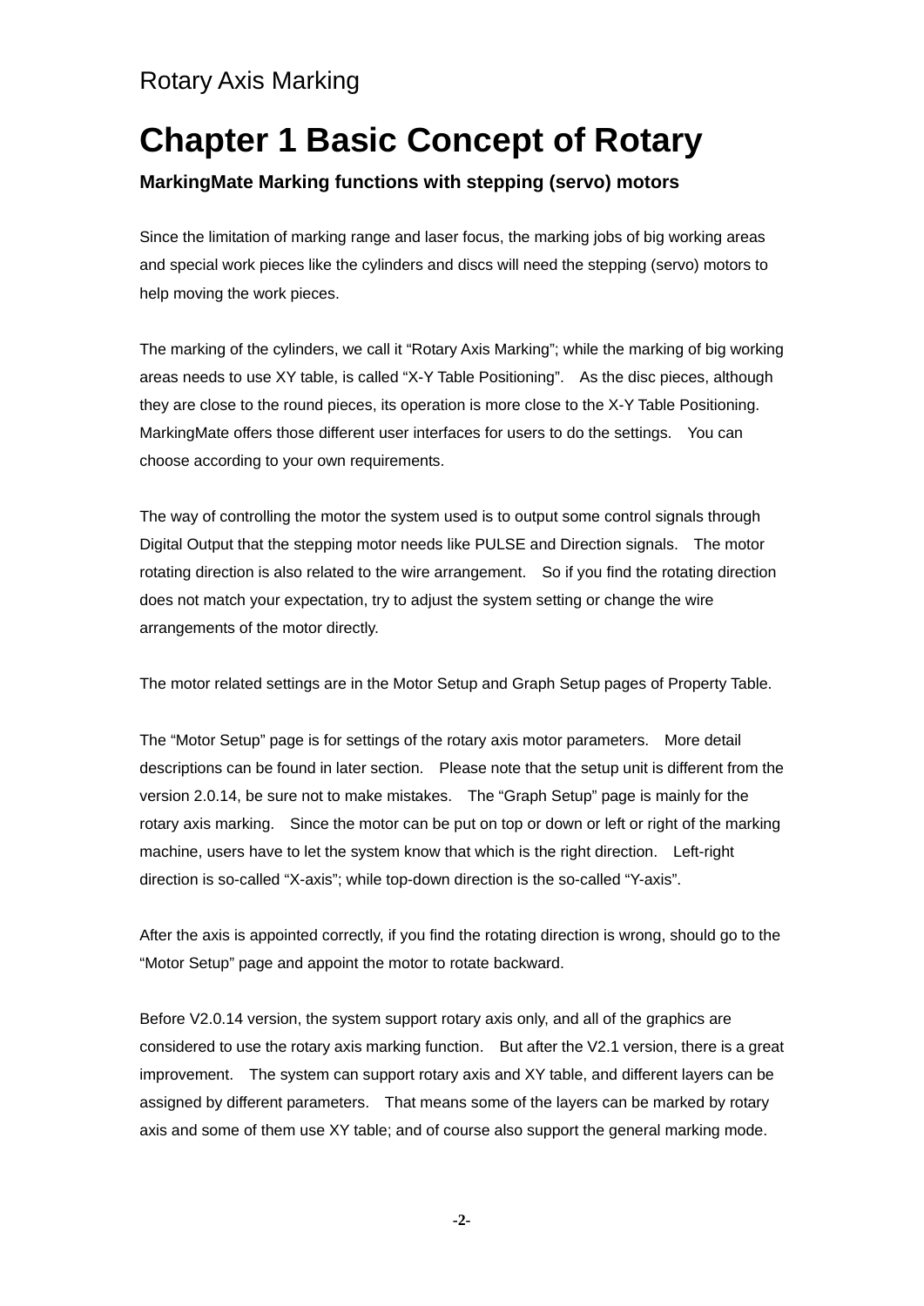# Chapter 1 Basic Concept of Rotary

### MarkingMate Marking functions with stepping (servo) motors

Since the limitation of marking range and laser focus, the marking jobs of big working areas and special work pieces like the cylinders and discs will need the stepping (servo) motors to help moving the work pieces.

The marking of the cylinders, we call it "Rotary Axis Marking"; while the marking of big working areas needs to use XY table, is called "X-Y Table Positioning". As the disc pieces, although they are close to the round pieces, its operation is more close to the X-Y Table Positioning. MarkingMate offers those different user interfaces for users to do the settings. You can choose according to your own requirements.

The way of controlling the motor the system used is to output some control signals through Digital Output that the stepping motor needs like PULSE and Direction signals. The motor rotating direction is also related to the wire arrangement. So if you find the rotating direction does not match your expectation, try to adjust the system setting or change the wire arrangements of the motor directly.

The motor related settings are in the Motor Setup and Graph Setup pages of Property Table.

The "Motor Setup" page is for settings of the rotary axis motor parameters. More detail descriptions can be found in later section. Please note that the setup unit is different from the version 2.0.14, be sure not to make mistakes. The "Graph Setup" page is mainly for the rotary axis marking. Since the motor can be put on top or down or left or right of the marking machine, users have to let the system know that which is the right direction. Left-right direction is so-called "X-axis"; while top-down direction is the so-called "Y-axis".

After the axis is appointed correctly, if you find the rotating direction is wrong, should go to the "Motor Setup" page and appoint the motor to rotate backward.

Before V2.0.14 version, the system support rotary axis only, and all of the graphics are considered to use the rotary axis marking function. But after the V2.1 version, there is a great improvement. The system can support rotary axis and XY table, and different layers can be assigned by different parameters. That means some of the layers can be marked by rotary axis and some of them use XY table; and of course also support the general marking mode.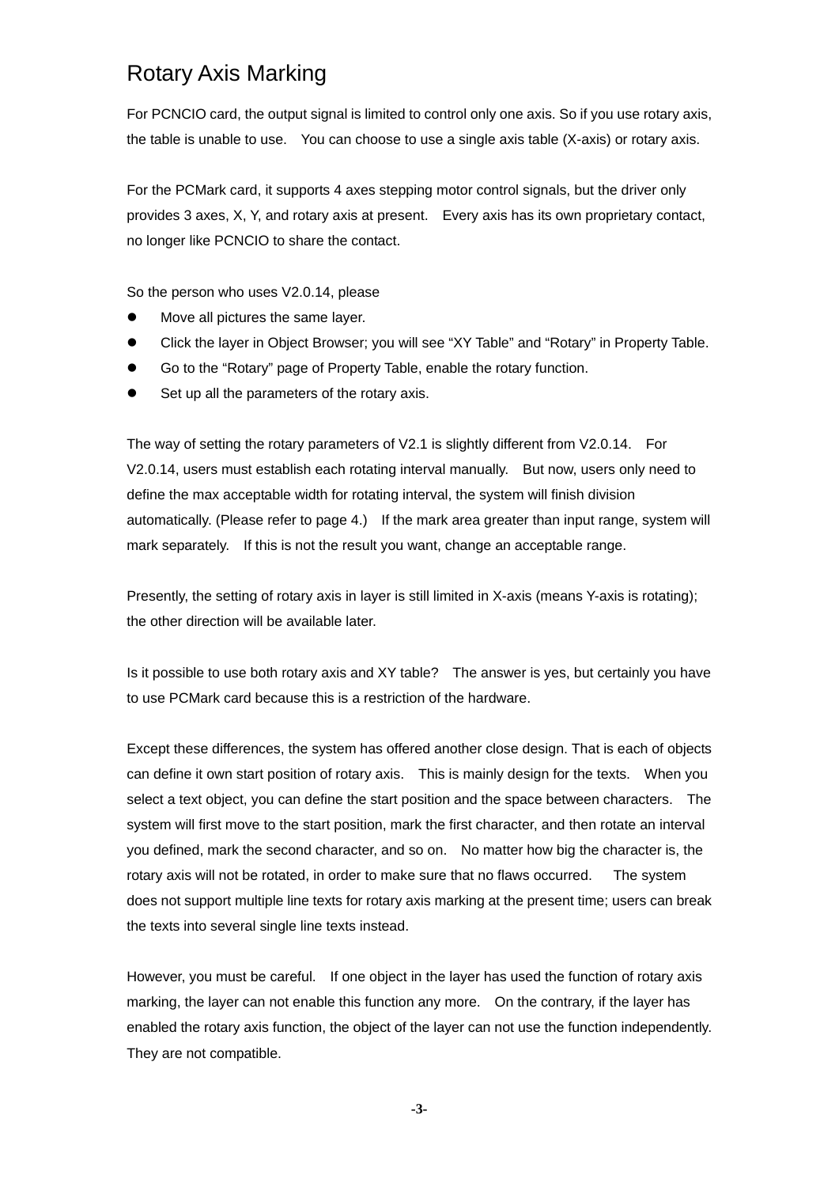# Rotary Axis Marking

For PCNCIO card, the output signal is limited to control only one axis. So if you use rotary axis, the table is unable to use. You can choose to use a single axis table (X-axis) or rotary axis.

For the PCMark card, it supports 4 axes stepping motor control signals, but the driver only provides 3 axes, X, Y, and rotary axis at present. Every axis has its own proprietary contact, no longer like PCNCIO to share the contact.

So the person who uses V2.0.14, please

- Move all pictures the same layer.
- Click the layer in Object Browser; you will see "XY Table" and "Rotary" in Property Table.
- Go to the "Rotary" page of Property Table, enable the rotary function.
- Set up all the parameters of the rotary axis.

The way of setting the rotary parameters of V2.1 is slightly different from V2.0.14. For V2.0.14, users must establish each rotating interval manually. But now, users only need to define the max acceptable width for rotating interval, the system will finish division automatically. (Please refer to page 4.) If the mark area greater than input range, system will mark separately. If this is not the result you want, change an acceptable range.

Presently, the setting of rotary axis in layer is still limited in X-axis (means Y-axis is rotating); the other direction will be available later.

Is it possible to use both rotary axis and XY table? The answer is yes, but certainly you have to use PCMark card because this is a restriction of the hardware.

Except these differences, the system has offered another close design. That is each of objects can define it own start position of rotary axis. This is mainly design for the texts. When you select a text object, you can define the start position and the space between characters. The system will first move to the start position, mark the first character, and then rotate an interval you defined, mark the second character, and so on. No matter how big the character is, the rotary axis will not be rotated, in order to make sure that no flaws occurred. The system does not support multiple line texts for rotary axis marking at the present time; users can break the texts into several single line texts instead.

However, you must be careful. If one object in the layer has used the function of rotary axis marking, the layer can not enable this function any more. On the contrary, if the layer has enabled the rotary axis function, the object of the layer can not use the function independently. They are not compatible.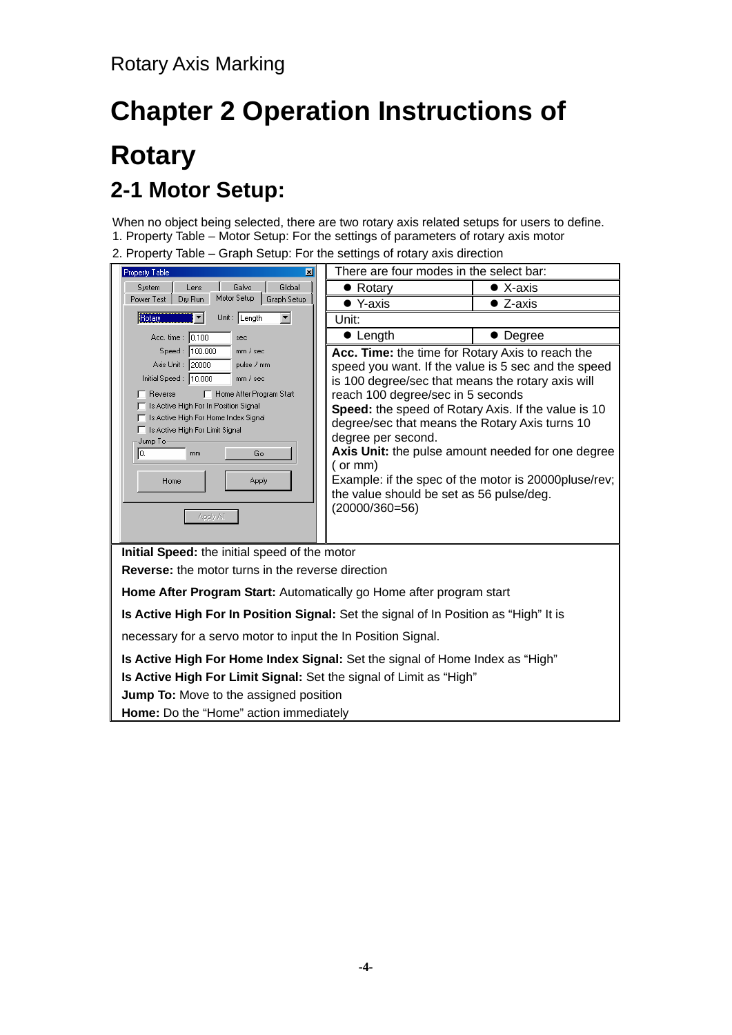# Chapter 2 Operation Instructions of Rotary

## 2-1 Motor Setup:

When no object being selected, there are two rotary axis related setups for users to define.
1. Property Table – Motor Setup: For the settings of parameters of rotary axis motor
2. Property Table – Graph Setup: For the settings of rotary axis direction

There are four modes in the select bar:

| | |
|---|---|
| ● Rotary | ● X-axis |
| ● Y-axis | ● Z-axis |

Unit:

| | |
|---|---|
| ● Length | ● Degree |

**Acc. Time:** the time for Rotary Axis to reach the speed you want. If the value is 5 sec and the speed is 100 degree/sec that means the rotary axis will reach 100 degree/sec in 5 seconds

**Speed:** the speed of Rotary Axis. If the value is 10 degree/sec that means the Rotary Axis turns 10 degree per second.

**Axis Unit:** the pulse amount needed for one degree ( or mm)

Example: if the spec of the motor is 20000pluse/rev; the value should be set as 56 pulse/deg. (20000/360=56)

**Initial Speed:** the initial speed of the motor

**Reverse:** the motor turns in the reverse direction

**Home After Program Start:** Automatically go Home after program start

**Is Active High For In Position Signal:** Set the signal of In Position as "High" It is necessary for a servo motor to input the In Position Signal.

**Is Active High For Home Index Signal:** Set the signal of Home Index as "High"

**Is Active High For Limit Signal:** Set the signal of Limit as "High"

**Jump To:** Move to the assigned position

**Home:** Do the "Home" action immediately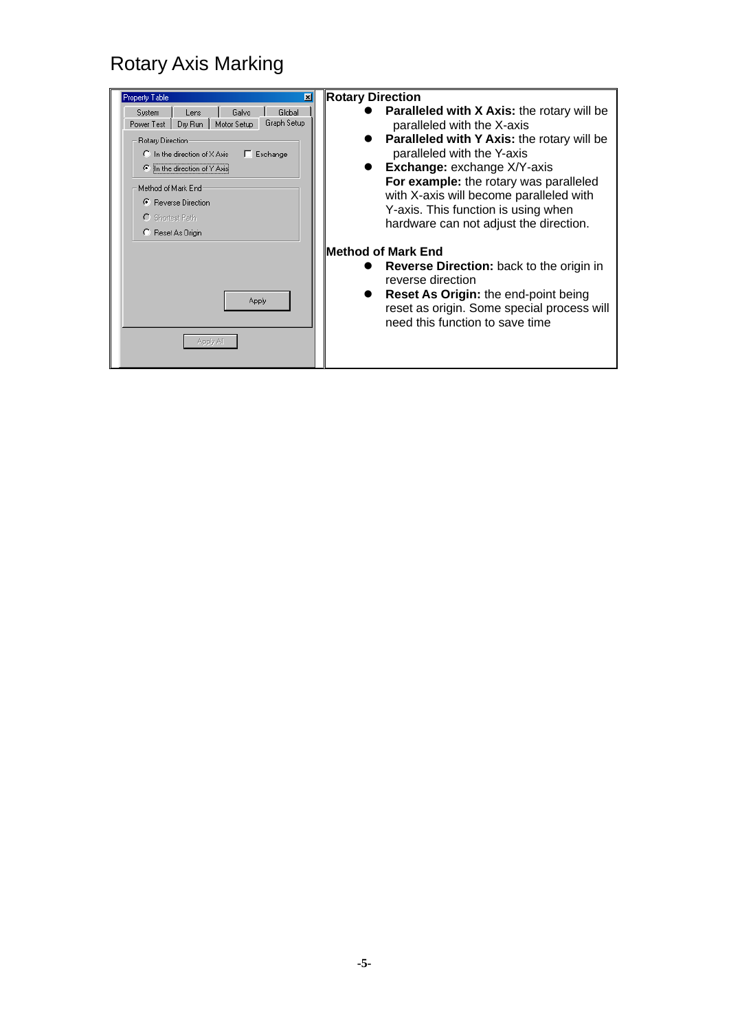# Rotary Axis Marking

**Rotary Direction**

- **Paralleled with X Axis:** the rotary will be paralleled with the X-axis
- **Paralleled with Y Axis:** the rotary will be paralleled with the Y-axis
- **Exchange:** exchange X/Y-axis
  **For example:** the rotary was paralleled with X-axis will become paralleled with Y-axis. This function is using when hardware can not adjust the direction.

**Method of Mark End**

- **Reverse Direction:** back to the origin in reverse direction
- **Reset As Origin:** the end-point being reset as origin. Some special process will need this function to save time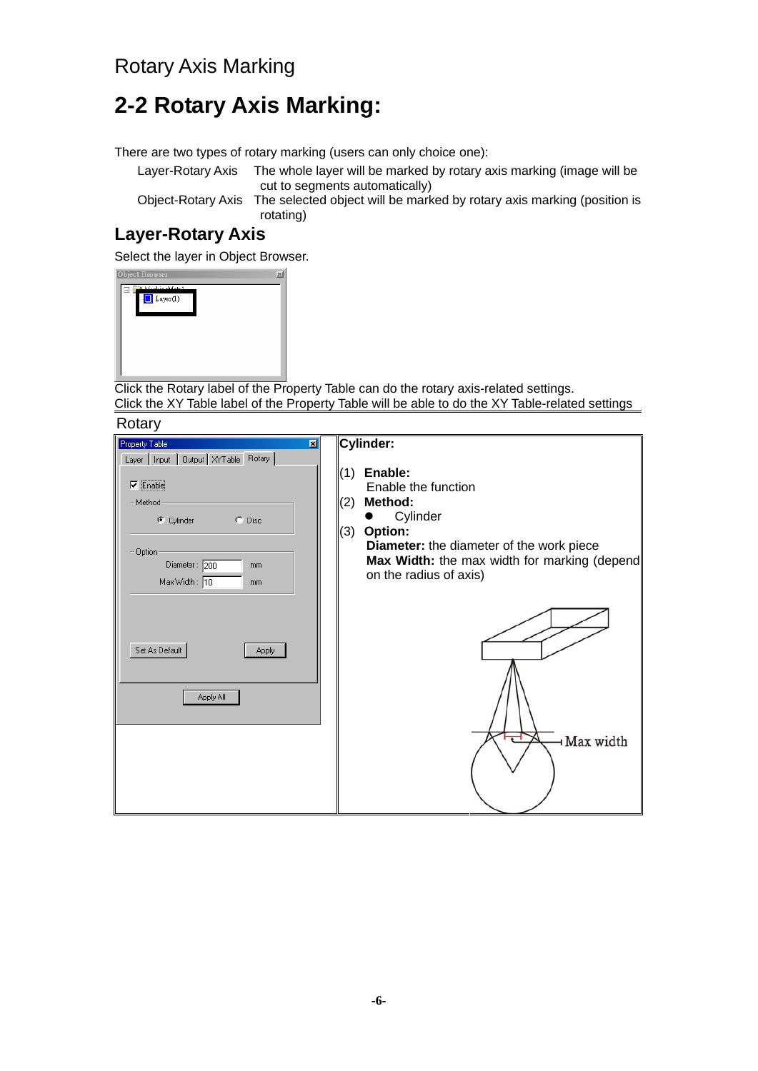Rotary Axis Marking

# 2-2 Rotary Axis Marking:

There are two types of rotary marking (users can only choice one):

- Layer-Rotary Axis: The whole layer will be marked by rotary axis marking (image will be cut to segments automatically)
- Object-Rotary Axis: The selected object will be marked by rotary axis marking (position is rotating)

## Layer-Rotary Axis

Select the layer in Object Browser.

Click the Rotary label of the Property Table can do the rotary axis-related settings.
Click the XY Table label of the Property Table will be able to do the XY Table-related settings

Rotary

**Cylinder:**

(1) **Enable:**
Enable the function

(2) **Method:**
- Cylinder

(3) **Option:**
**Diameter:** the diameter of the work piece
**Max Width:** the max width for marking (depend on the radius of axis)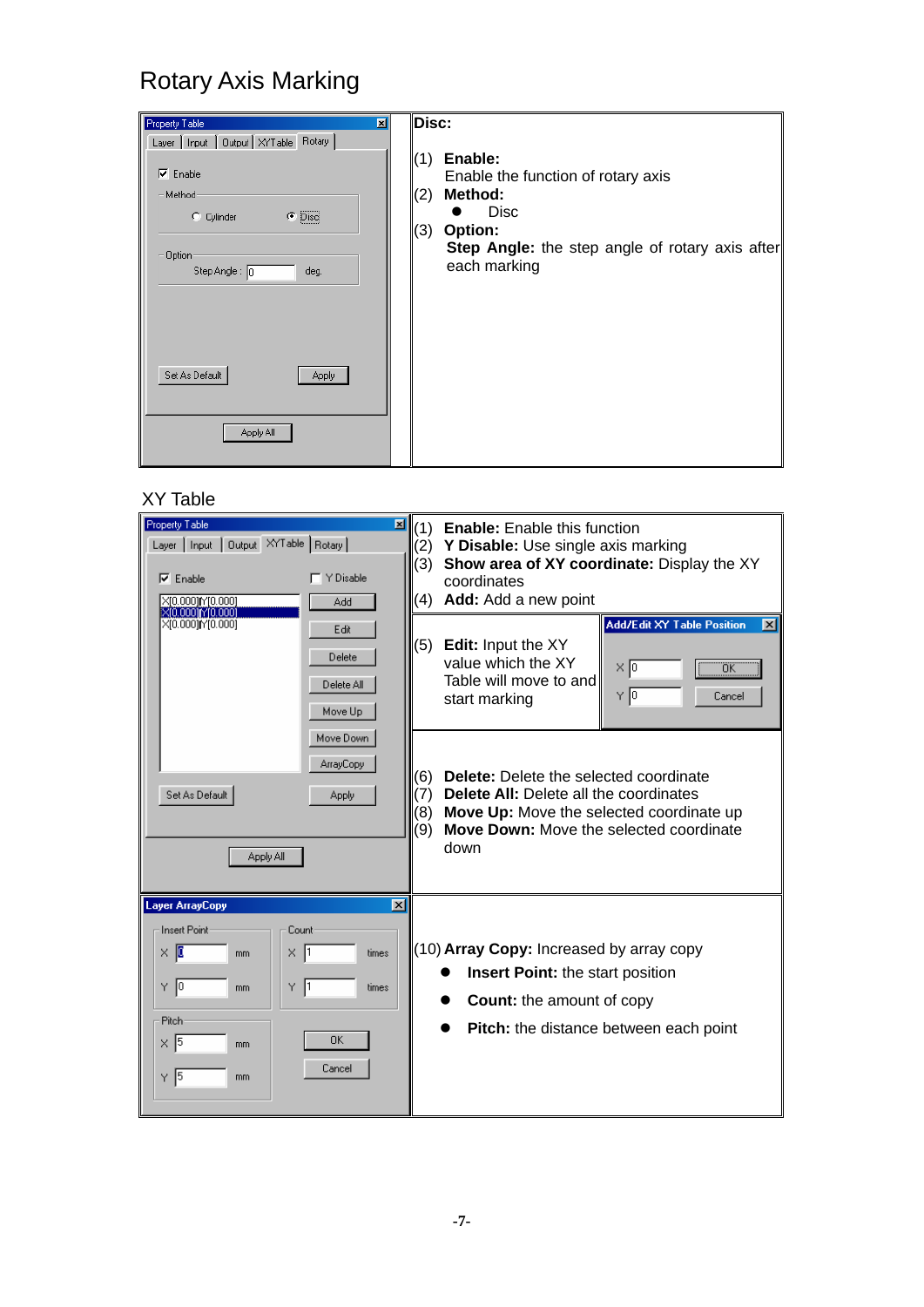# Rotary Axis Marking

**Disc:**

(1) **Enable:**
Enable the function of rotary axis

(2) **Method:**
- Disc

(3) **Option:**
**Step Angle:** the step angle of rotary axis after each marking

# XY Table

(1) **Enable:** Enable this function

(2) **Y Disable:** Use single axis marking

(3) **Show area of XY coordinate:** Display the XY coordinates

(4) **Add:** Add a new point

(5) **Edit:** Input the XY value which the XY Table will move to and start marking

(6) **Delete:** Delete the selected coordinate

(7) **Delete All:** Delete all the coordinates

(8) **Move Up:** Move the selected coordinate up

(9) **Move Down:** Move the selected coordinate down

(10) **Array Copy:** Increased by array copy
- **Insert Point:** the start position
- **Count:** the amount of copy
- **Pitch:** the distance between each point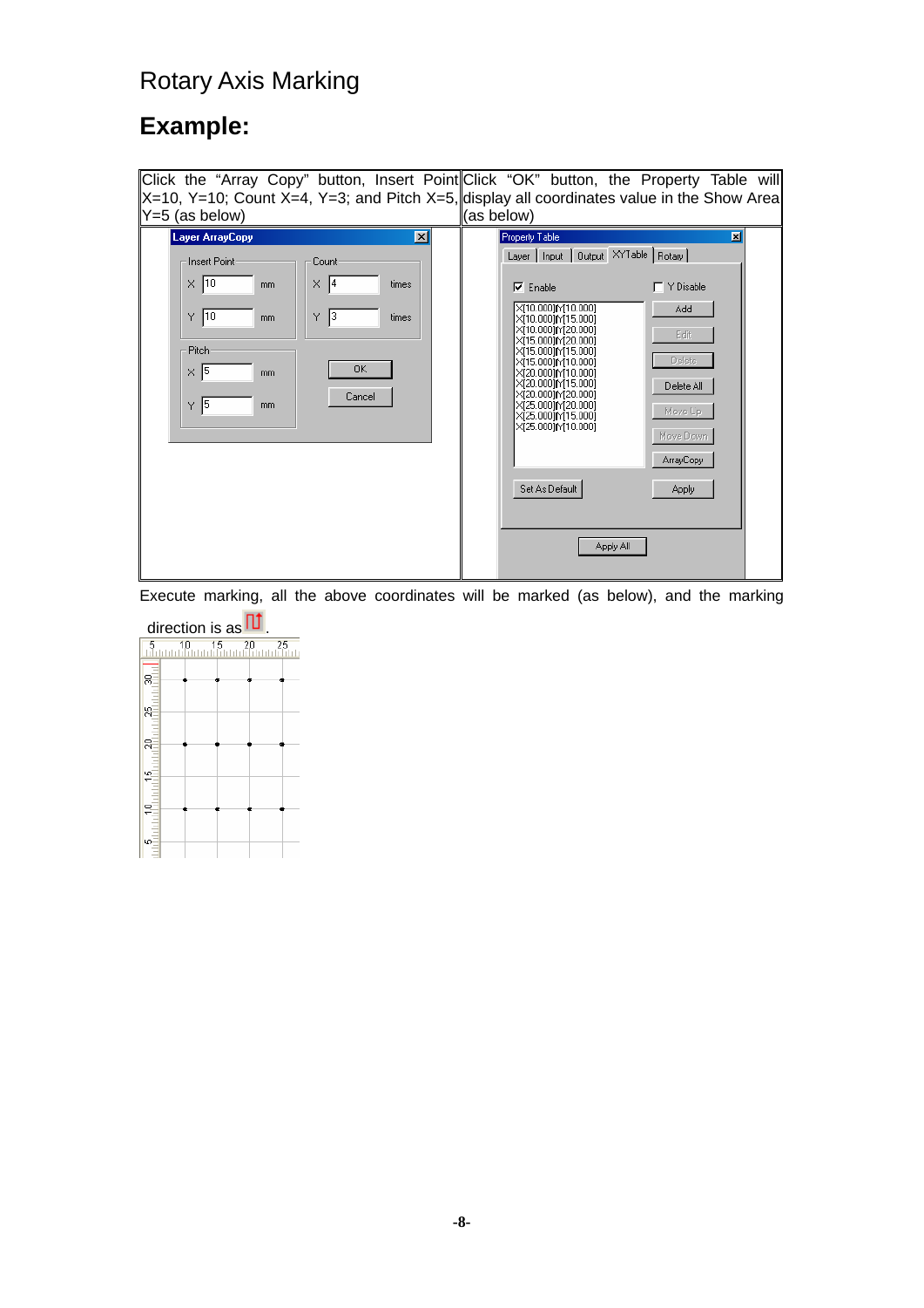Rotary Axis Marking

## Example:

| Click the "Array Copy" button, Insert Point X=10, Y=10; Count X=4, Y=3; and Pitch X=5, Y=5 (as below) | Click "OK" button, the Property Table will display all coordinates value in the Show Area (as below) |
|---|---|
| | |

Execute marking, all the above coordinates will be marked (as below), and the marking direction is as .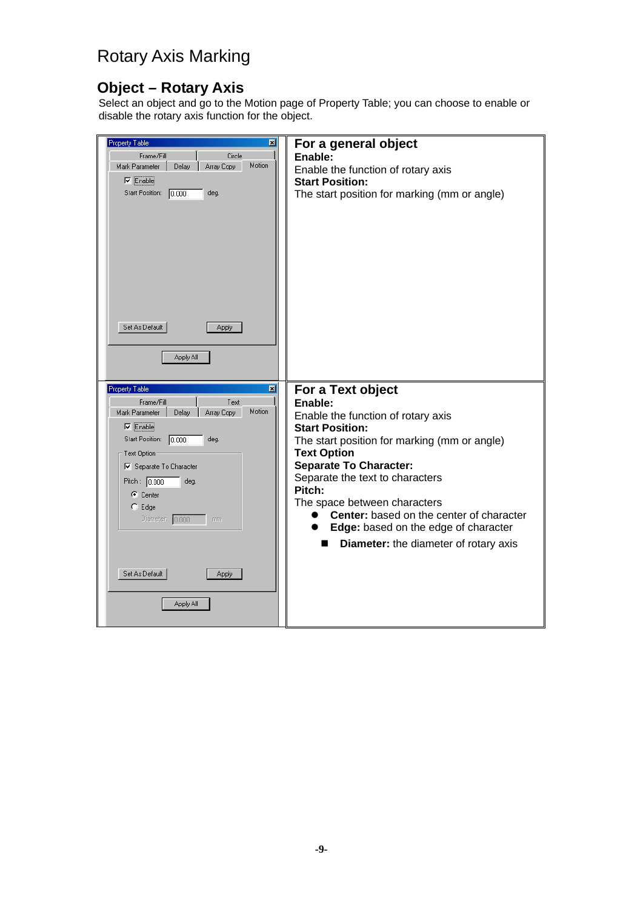# Rotary Axis Marking

## Object – Rotary Axis

Select an object and go to the Motion page of Property Table; you can choose to enable or disable the rotary axis function for the object.

### For a general object

**Enable:**
Enable the function of rotary axis

**Start Position:**
The start position for marking (mm or angle)

### For a Text object

**Enable:**
Enable the function of rotary axis

**Start Position:**
The start position for marking (mm or angle)

**Text Option**

**Separate To Character:**
Separate the text to characters

**Pitch:**
The space between characters

- **Center:** based on the center of character
- **Edge:** based on the edge of character
  - **Diameter:** the diameter of rotary axis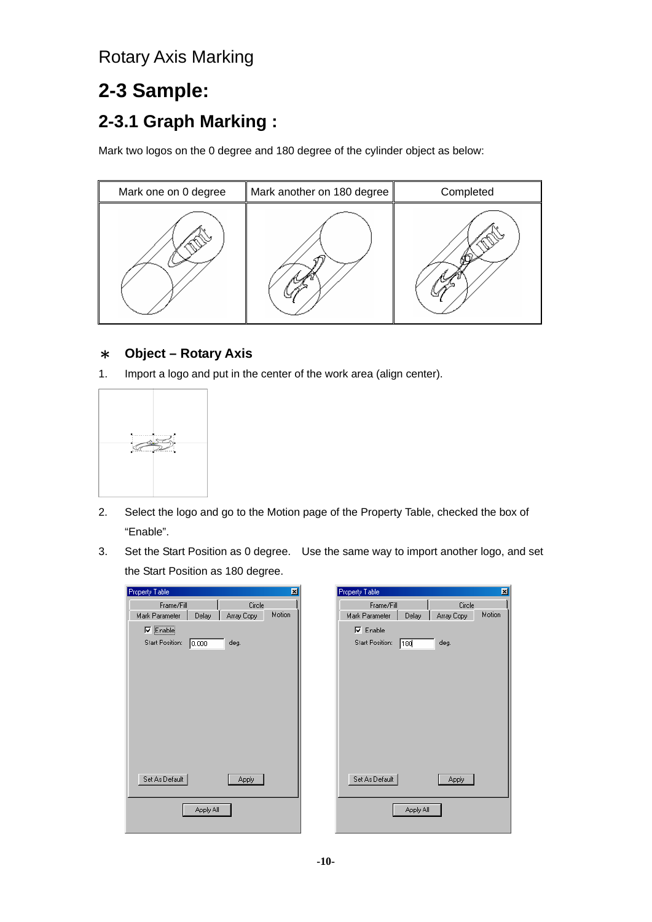Rotary Axis Marking

## 2-3 Sample:

### 2-3.1 Graph Marking :

Mark two logos on the 0 degree and 180 degree of the cylinder object as below:

| Mark one on 0 degree | Mark another on 180 degree | Completed |
|---|---|---|
| | | |

#### ∗ Object – Rotary Axis

1. Import a logo and put in the center of the work area (align center).

2. Select the logo and go to the Motion page of the Property Table, checked the box of "Enable".

3. Set the Start Position as 0 degree. Use the same way to import another logo, and set the Start Position as 180 degree.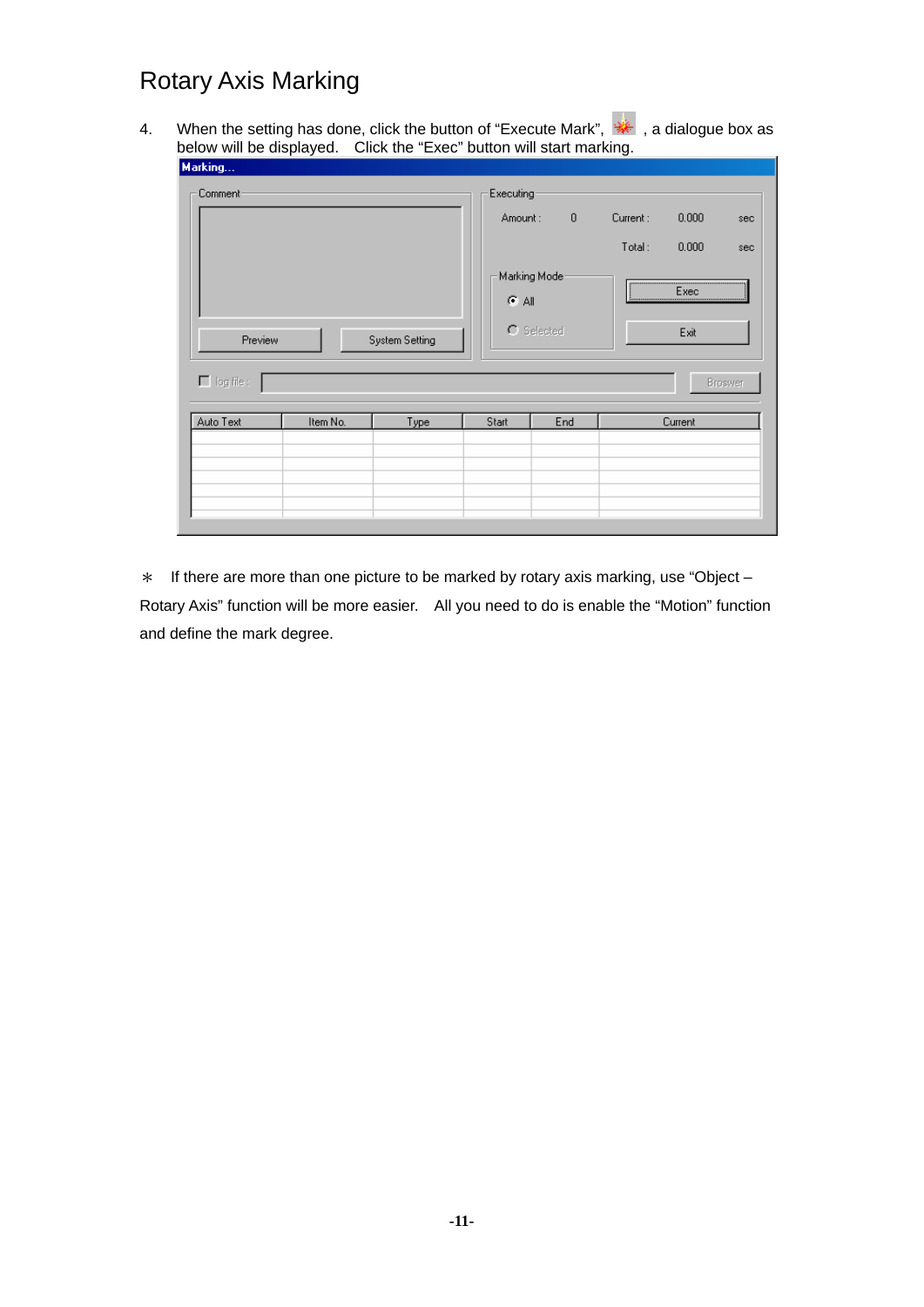# Rotary Axis Marking

4. When the setting has done, click the button of "Execute Mark", , a dialogue box as below will be displayed. Click the "Exec" button will start marking.

＊ If there are more than one picture to be marked by rotary axis marking, use "Object – Rotary Axis" function will be more easier. All you need to do is enable the "Motion" function and define the mark degree.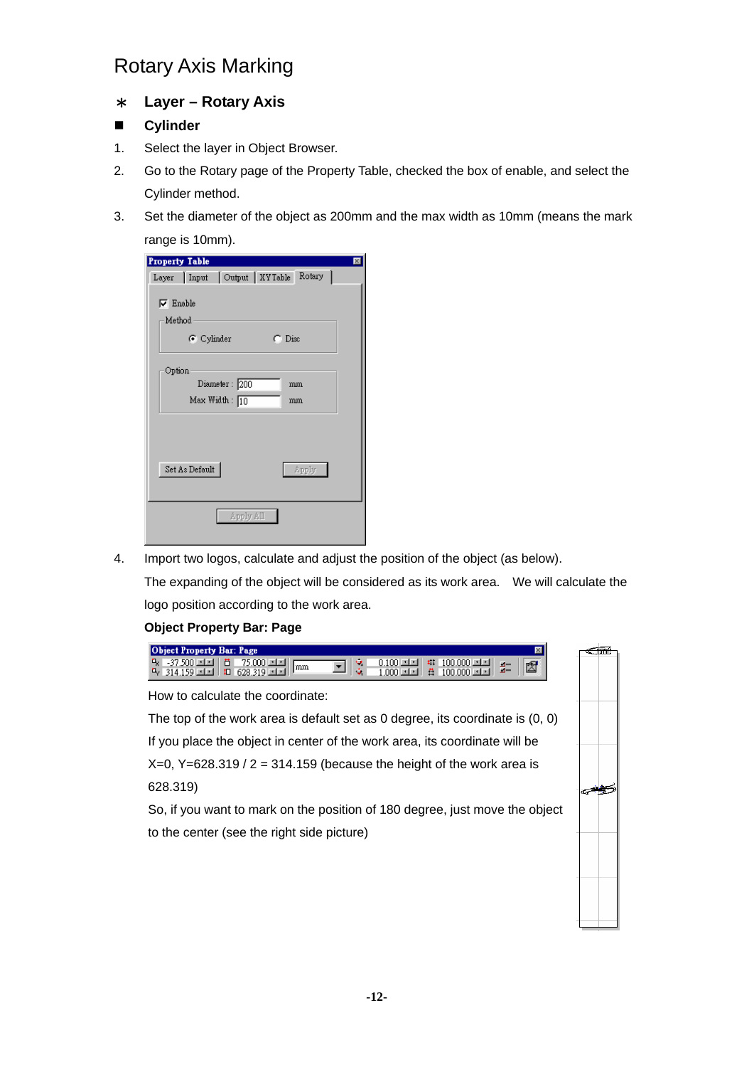# Rotary Axis Marking

## ∗ Layer – Rotary Axis

### ■ Cylinder

1. Select the layer in Object Browser.
2. Go to the Rotary page of the Property Table, checked the box of enable, and select the Cylinder method.
3. Set the diameter of the object as 200mm and the max width as 10mm (means the mark range is 10mm).
4. Import two logos, calculate and adjust the position of the object (as below).

   The expanding of the object will be considered as its work area. We will calculate the logo position according to the work area.

   **Object Property Bar: Page**

   How to calculate the coordinate:

   The top of the work area is default set as 0 degree, its coordinate is (0, 0)

   If you place the object in center of the work area, its coordinate will be X=0, Y=628.319 / 2 = 314.159 (because the height of the work area is 628.319)

   So, if you want to mark on the position of 180 degree, just move the object to the center (see the right side picture)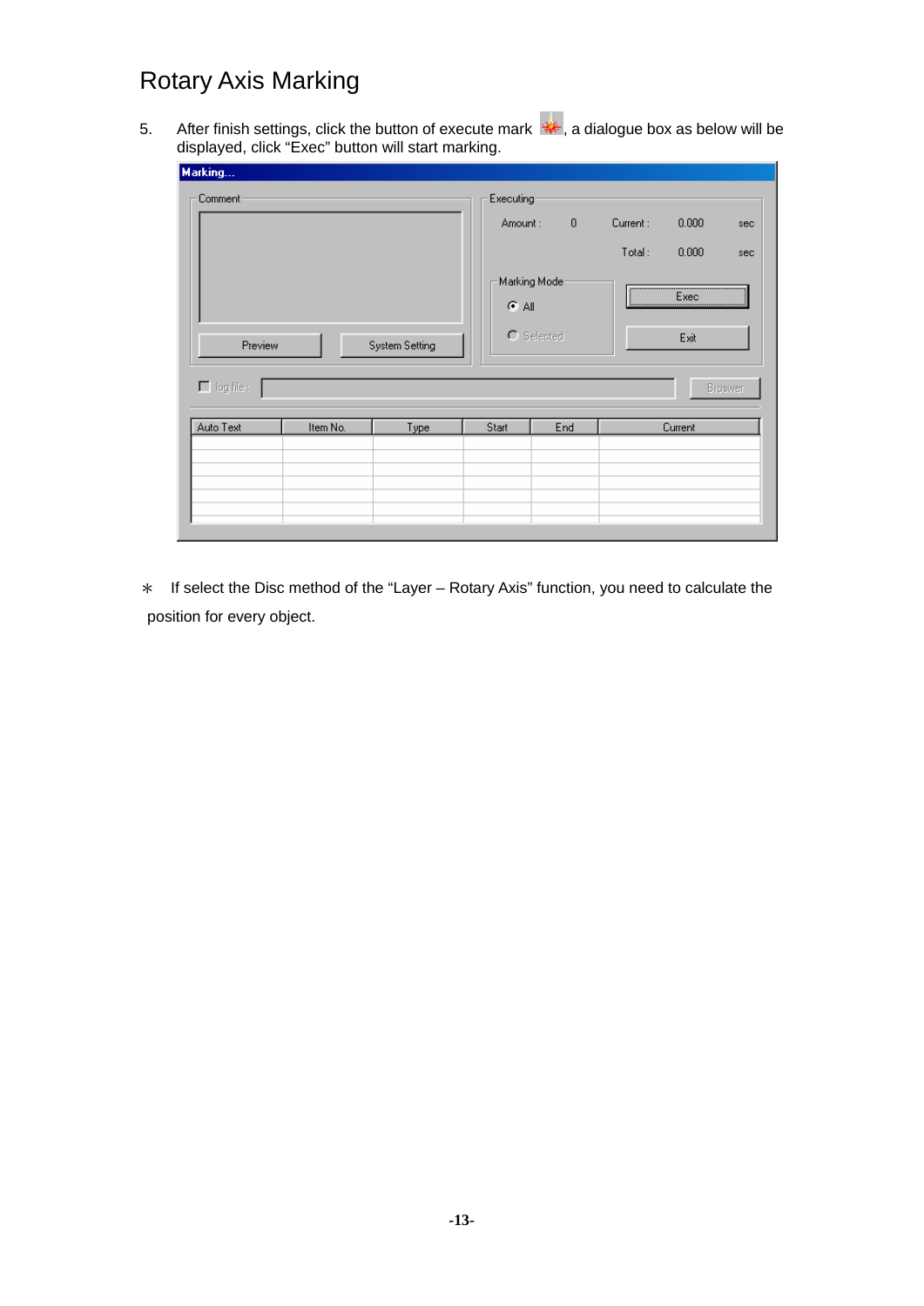# Rotary Axis Marking

5. After finish settings, click the button of execute mark , a dialogue box as below will be displayed, click "Exec" button will start marking.

∗ If select the Disc method of the "Layer – Rotary Axis" function, you need to calculate the position for every object.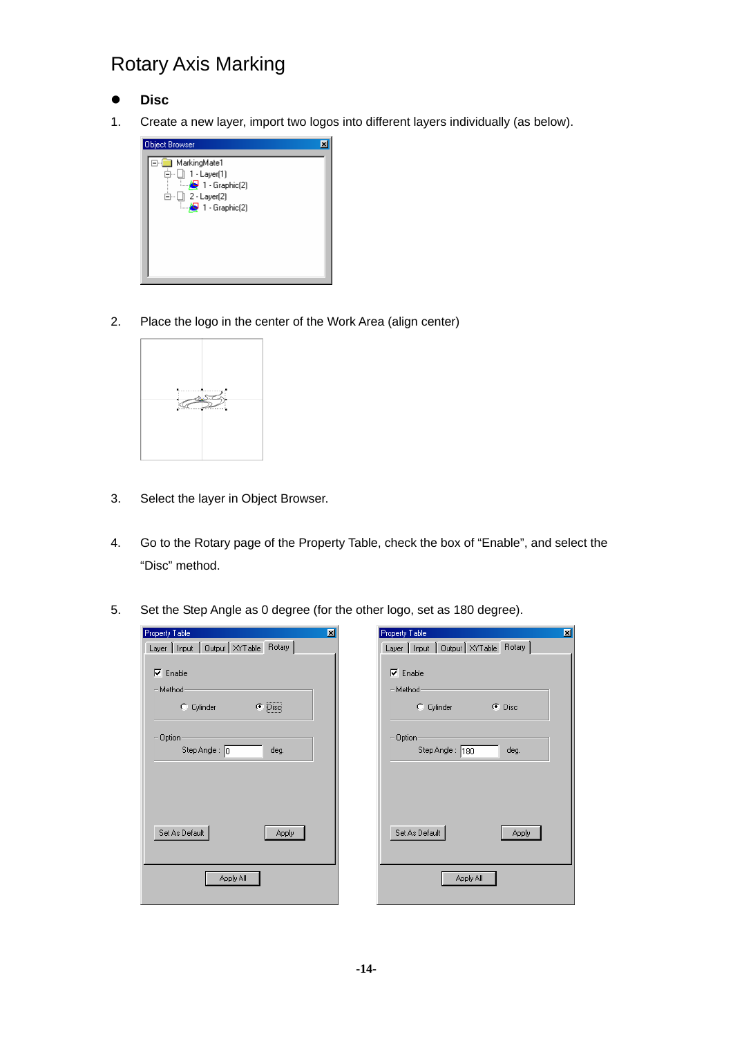# Rotary Axis Marking

- **Disc**

1. Create a new layer, import two logos into different layers individually (as below).

2. Place the logo in the center of the Work Area (align center)

3. Select the layer in Object Browser.

4. Go to the Rotary page of the Property Table, check the box of "Enable", and select the "Disc" method.

5. Set the Step Angle as 0 degree (for the other logo, set as 180 degree).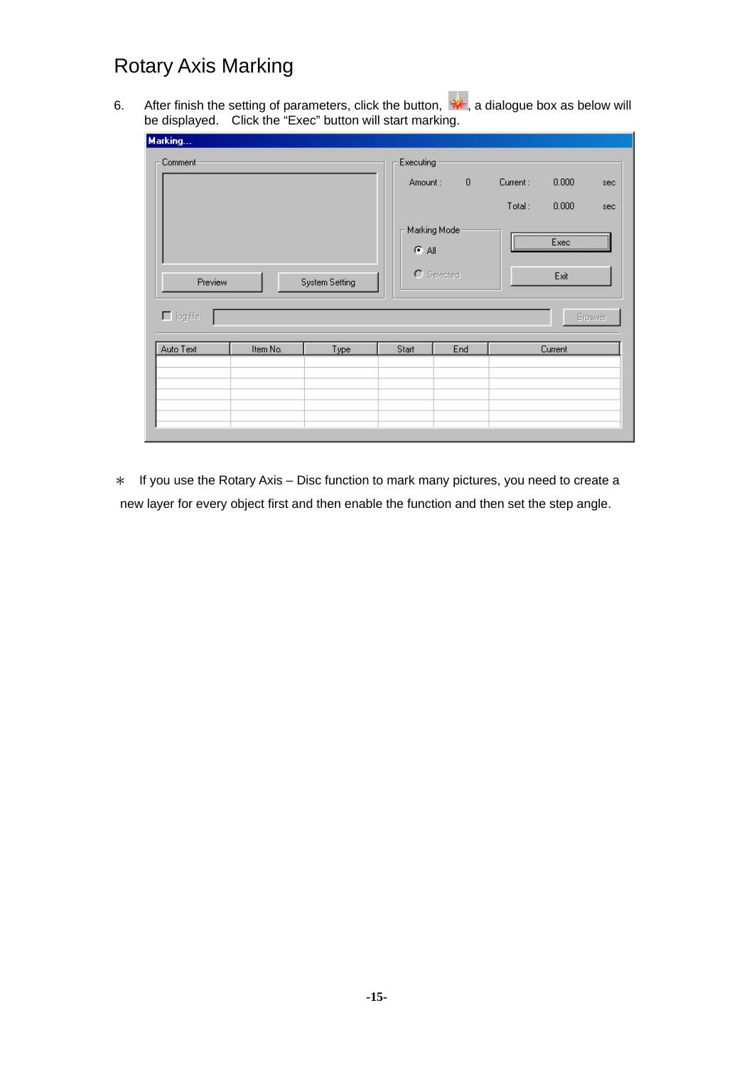# Rotary Axis Marking

6. After finish the setting of parameters, click the button, , a dialogue box as below will be displayed. Click the “Exec” button will start marking.

∗ If you use the Rotary Axis – Disc function to mark many pictures, you need to create a new layer for every object first and then enable the function and then set the step angle.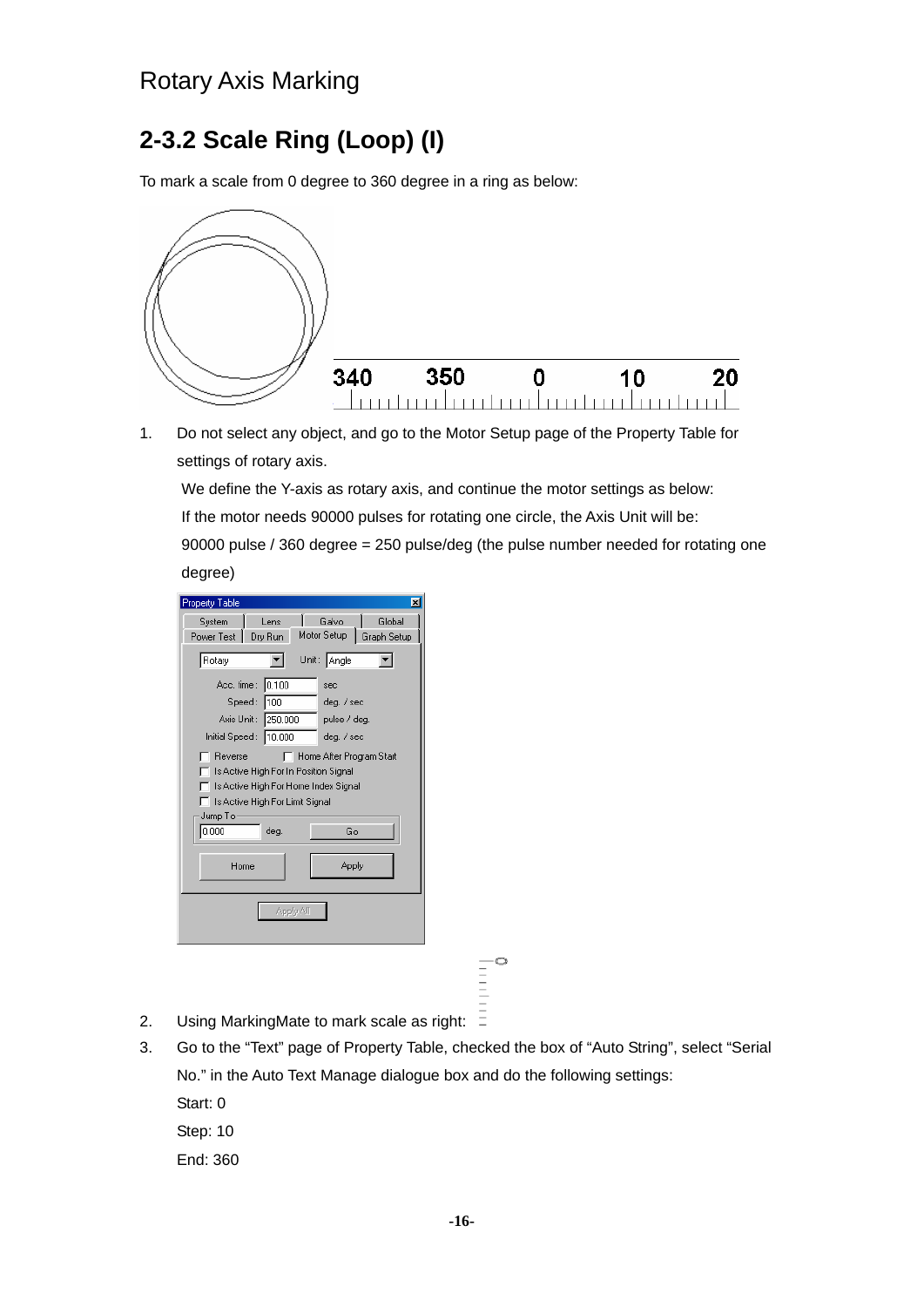# Rotary Axis Marking

## 2-3.2 Scale Ring (Loop) (I)

To mark a scale from 0 degree to 360 degree in a ring as below:

1. Do not select any object, and go to the Motor Setup page of the Property Table for settings of rotary axis.

   We define the Y-axis as rotary axis, and continue the motor settings as below:

   If the motor needs 90000 pulses for rotating one circle, the Axis Unit will be:

   90000 pulse / 360 degree = 250 pulse/deg (the pulse number needed for rotating one degree)

2. Using MarkingMate to mark scale as right:
3. Go to the "Text" page of Property Table, checked the box of "Auto String", select "Serial No." in the Auto Text Manage dialogue box and do the following settings:

   Start: 0

   Step: 10

   End: 360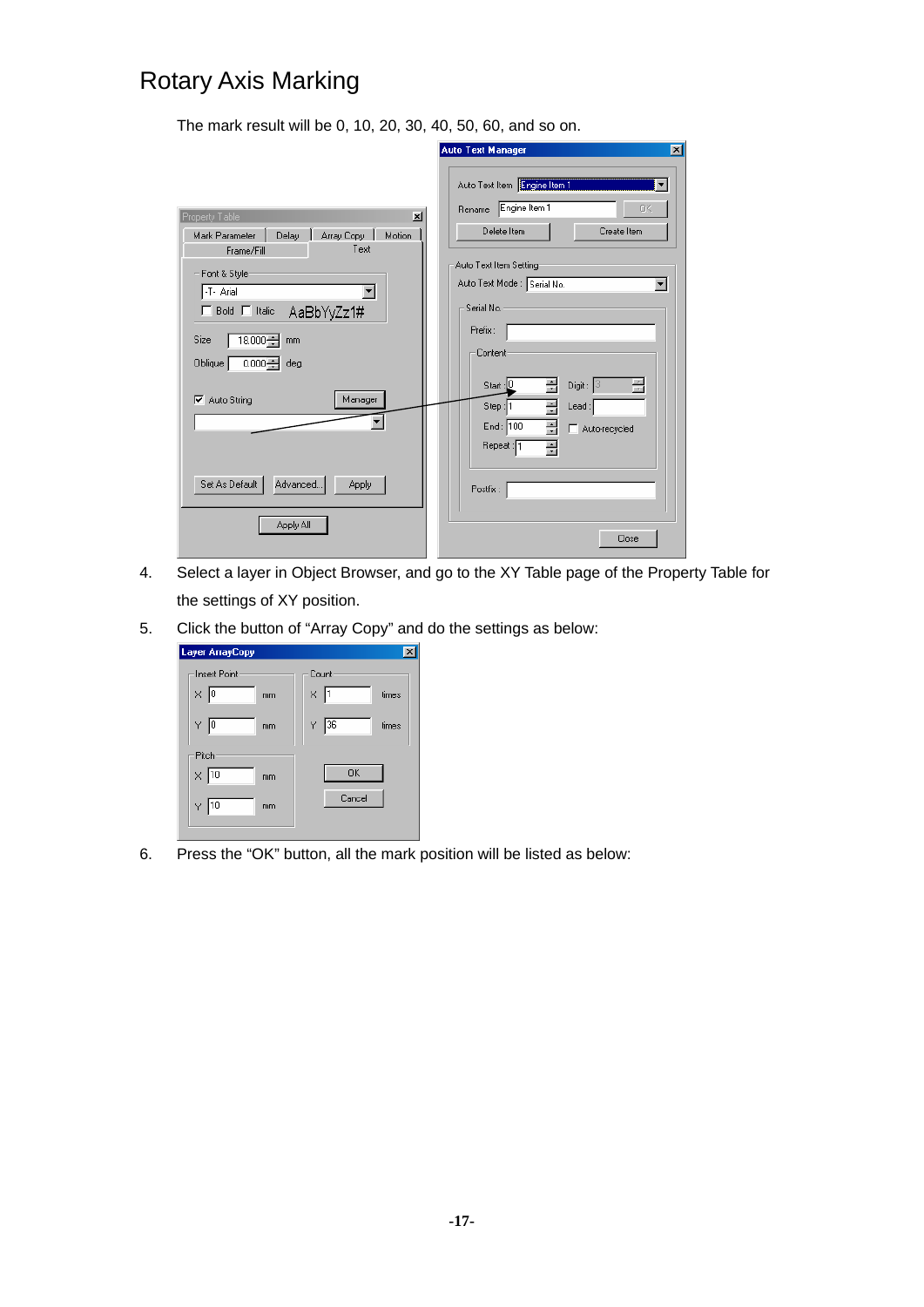## Rotary Axis Marking

The mark result will be 0, 10, 20, 30, 40, 50, 60, and so on.

4. Select a layer in Object Browser, and go to the XY Table page of the Property Table for the settings of XY position.

5. Click the button of “Array Copy” and do the settings as below:

6. Press the “OK” button, all the mark position will be listed as below: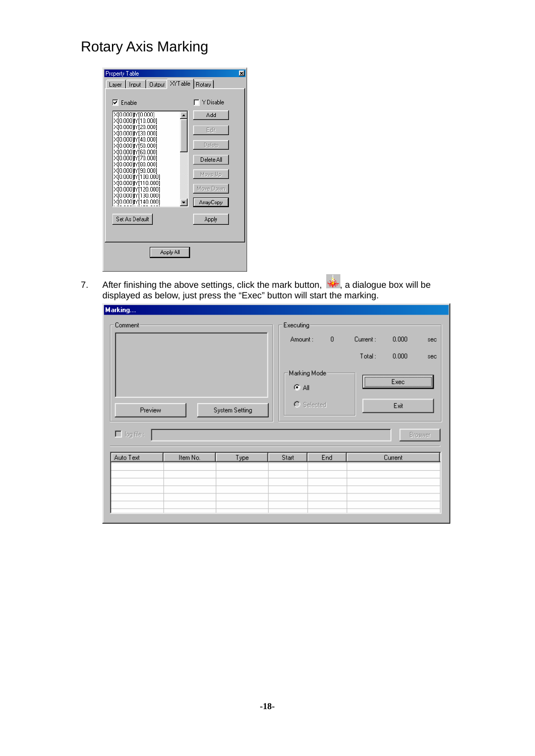# Rotary Axis Marking

7. After finishing the above settings, click the mark button, , a dialogue box will be displayed as below, just press the "Exec" button will start the marking.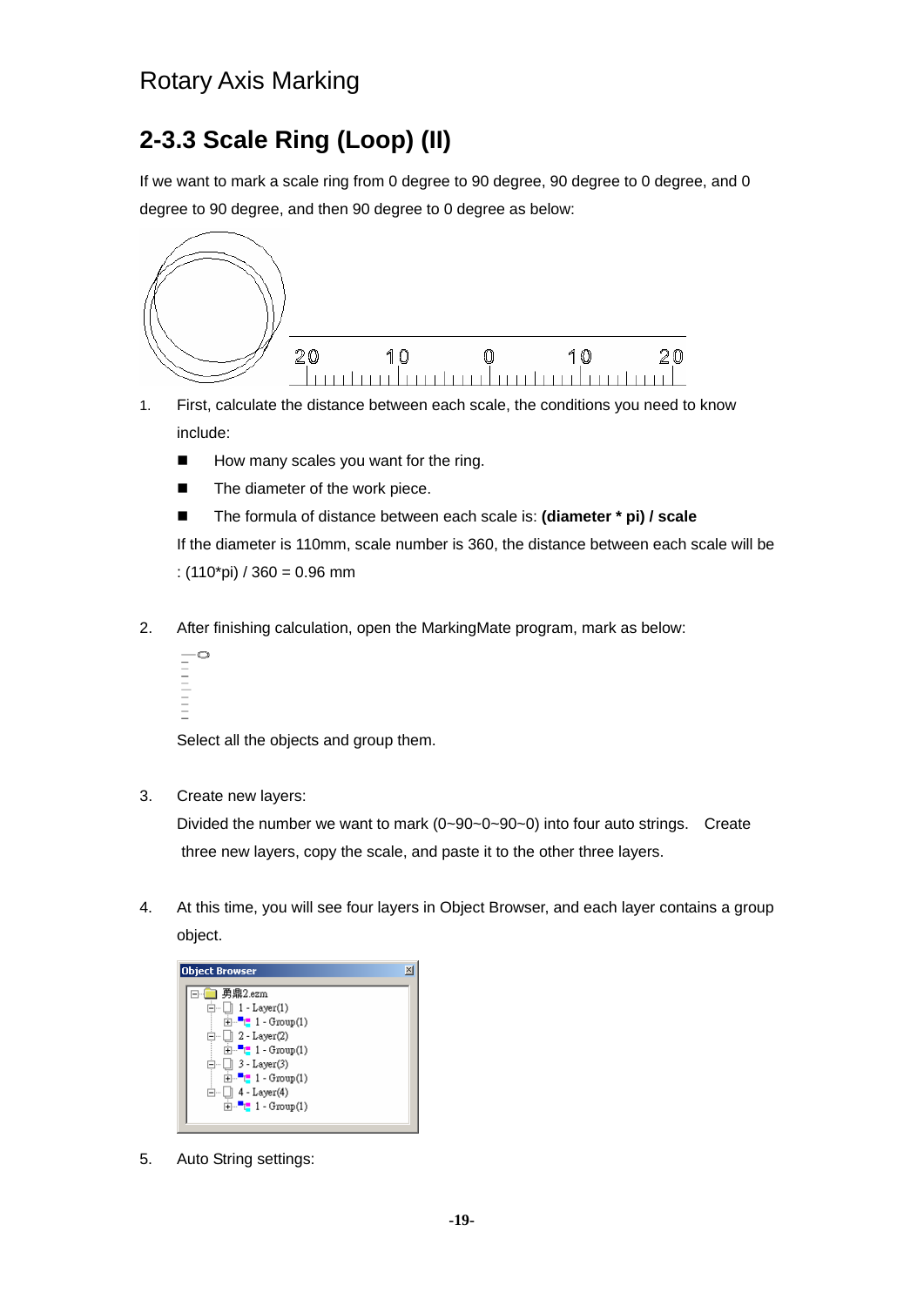Rotary Axis Marking

## 2-3.3 Scale Ring (Loop) (II)

If we want to mark a scale ring from 0 degree to 90 degree, 90 degree to 0 degree, and 0 degree to 90 degree, and then 90 degree to 0 degree as below:

1. First, calculate the distance between each scale, the conditions you need to know include:

   - How many scales you want for the ring.
   - The diameter of the work piece.
   - The formula of distance between each scale is: **(diameter * pi) / scale**

   If the diameter is 110mm, scale number is 360, the distance between each scale will be : (110*pi) / 360 = 0.96 mm

2. After finishing calculation, open the MarkingMate program, mark as below:

   Select all the objects and group them.

3. Create new layers:

   Divided the number we want to mark (0~90~0~90~0) into four auto strings. Create three new layers, copy the scale, and paste it to the other three layers.

4. At this time, you will see four layers in Object Browser, and each layer contains a group object.

5. Auto String settings: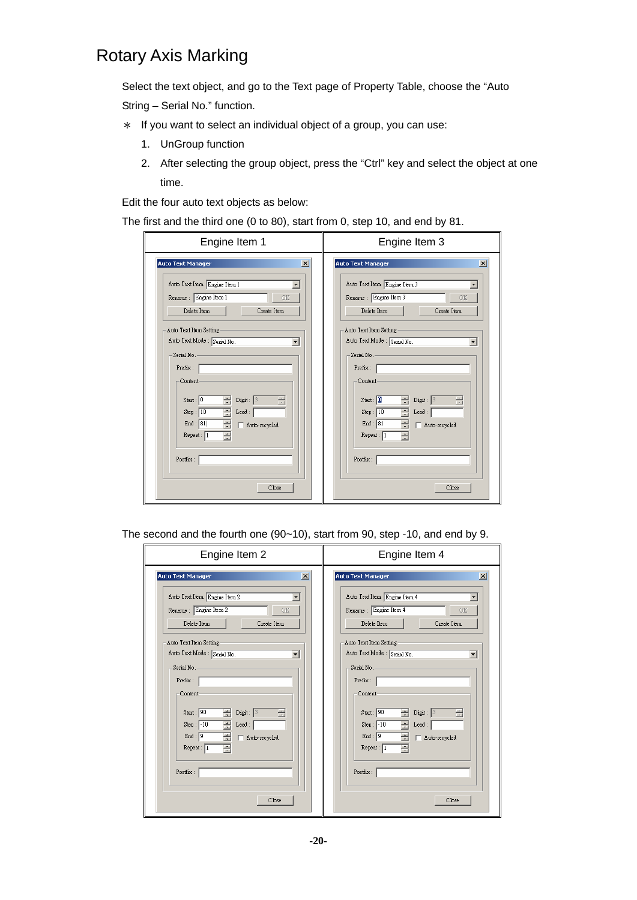# Rotary Axis Marking

Select the text object, and go to the Text page of Property Table, choose the "Auto String – Serial No." function.

∗ If you want to select an individual object of a group, you can use:

1. UnGroup function
2. After selecting the group object, press the "Ctrl" key and select the object at one time.

Edit the four auto text objects as below:

The first and the third one (0 to 80), start from 0, step 10, and end by 81.

| Engine Item 1 | Engine Item 3 |
|---|---|
| Auto Text Manager<br>Auto Text Item: Engine Item 1<br>Rename: Engine Item 1 [OK]<br>[Delete Item] [Create Item]<br>Auto Text Item Setting<br>Auto Text Mode: Serial No.<br>Serial No.<br>Prefix:<br>Content<br>Start: 0 Digit: 3<br>Step: 10 Lead:<br>End: 81 Auto-recycled<br>Repeat: 1<br>Postfix:<br>[Close] | Auto Text Manager<br>Auto Text Item: Engine Item 3<br>Rename: Engine Item 3 [OK]<br>[Delete Item] [Create Item]<br>Auto Text Item Setting<br>Auto Text Mode: Serial No.<br>Serial No.<br>Prefix:<br>Content<br>Start: 0 Digit: 3<br>Step: 10 Lead:<br>End: 81 Auto-recycled<br>Repeat: 1<br>Postfix:<br>[Close] |

The second and the fourth one (90~10), start from 90, step -10, and end by 9.

| Engine Item 2 | Engine Item 4 |
|---|---|
| Auto Text Manager<br>Auto Text Item: Engine Item 2<br>Rename: Engine Item 2 [OK]<br>[Delete Item] [Create Item]<br>Auto Text Item Setting<br>Auto Text Mode: Serial No.<br>Serial No.<br>Prefix:<br>Content<br>Start: 90 Digit: 3<br>Step: -10 Lead:<br>End: 9 Auto-recycled<br>Repeat: 1<br>Postfix:<br>[Close] | Auto Text Manager<br>Auto Text Item: Engine Item 4<br>Rename: Engine Item 4 [OK]<br>[Delete Item] [Create Item]<br>Auto Text Item Setting<br>Auto Text Mode: Serial No.<br>Serial No.<br>Prefix:<br>Content<br>Start: 90 Digit: 3<br>Step: -10 Lead:<br>End: 9 Auto-recycled<br>Repeat: 1<br>Postfix:<br>[Close] |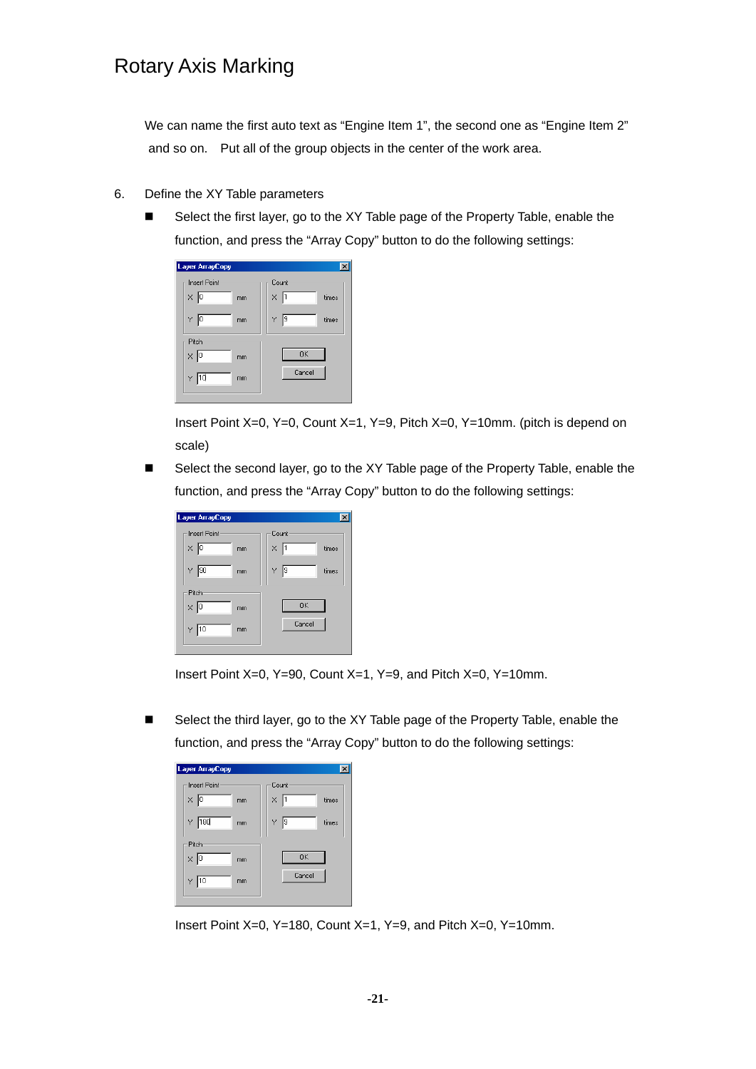# Rotary Axis Marking

We can name the first auto text as “Engine Item 1”, the second one as “Engine Item 2” and so on. Put all of the group objects in the center of the work area.

6. Define the XY Table parameters

- Select the first layer, go to the XY Table page of the Property Table, enable the function, and press the “Array Copy” button to do the following settings:

  Insert Point X=0, Y=0, Count X=1, Y=9, Pitch X=0, Y=10mm. (pitch is depend on scale)

- Select the second layer, go to the XY Table page of the Property Table, enable the function, and press the “Array Copy” button to do the following settings:

  Insert Point X=0, Y=90, Count X=1, Y=9, and Pitch X=0, Y=10mm.

- Select the third layer, go to the XY Table page of the Property Table, enable the function, and press the “Array Copy” button to do the following settings:

  Insert Point X=0, Y=180, Count X=1, Y=9, and Pitch X=0, Y=10mm.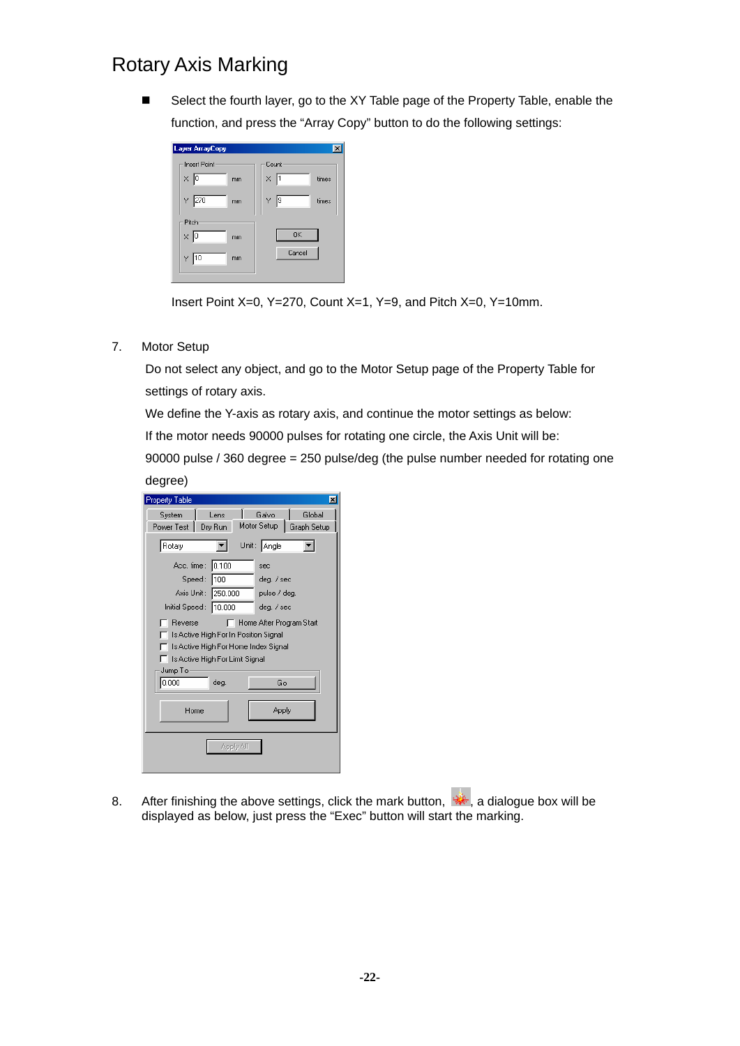## Rotary Axis Marking

- Select the fourth layer, go to the XY Table page of the Property Table, enable the function, and press the "Array Copy" button to do the following settings:

  Insert Point X=0, Y=270, Count X=1, Y=9, and Pitch X=0, Y=10mm.

7. Motor Setup

   Do not select any object, and go to the Motor Setup page of the Property Table for settings of rotary axis.

   We define the Y-axis as rotary axis, and continue the motor settings as below:

   If the motor needs 90000 pulses for rotating one circle, the Axis Unit will be:

   90000 pulse / 360 degree = 250 pulse/deg (the pulse number needed for rotating one degree)

8. After finishing the above settings, click the mark button, , a dialogue box will be displayed as below, just press the "Exec" button will start the marking.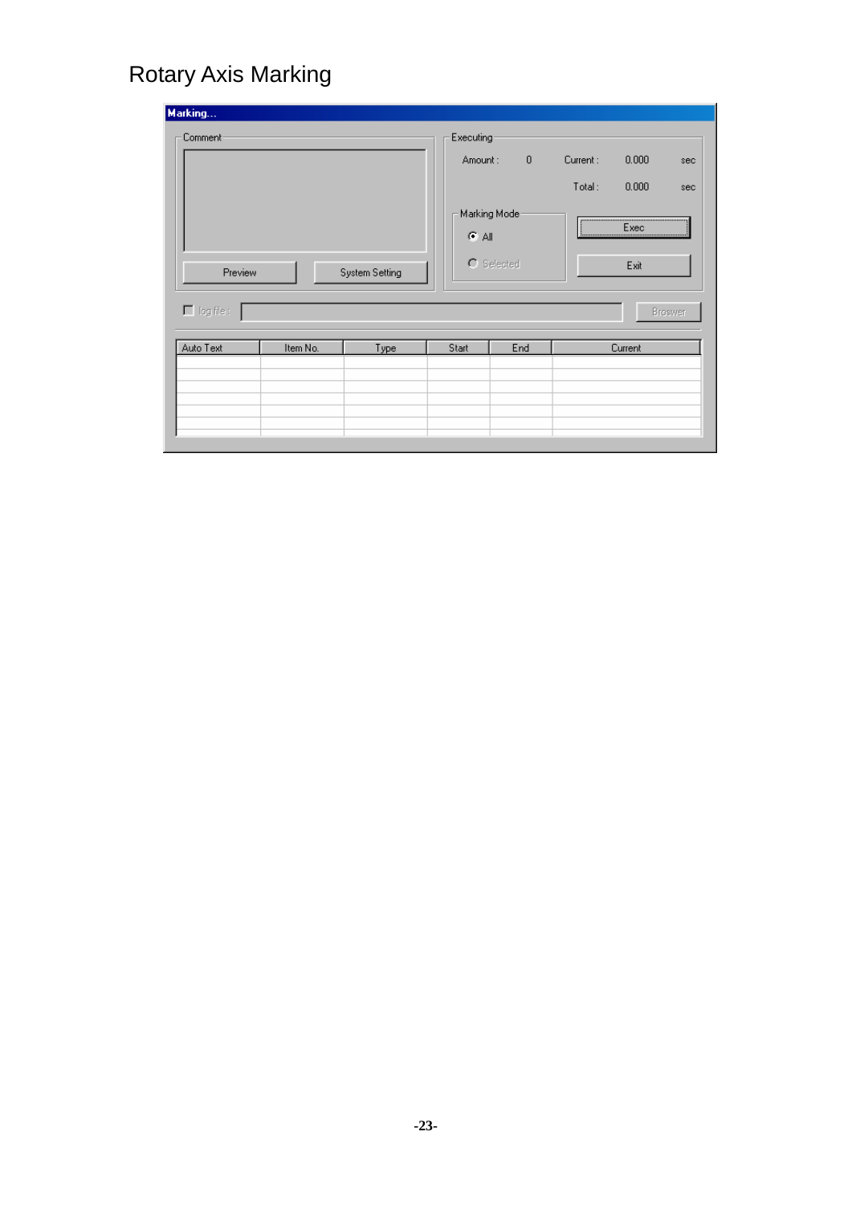# Rotary Axis Marking

Marking...

Comment

Preview | System Setting

Executing

Amount : 0 Current : 0.000 sec

Total : 0.000 sec

Marking Mode

- All
- Selected

Exec

Exit

log file : Broswer

| Auto Text | Item No. | Type | Start | End | Current |
|---|---|---|---|---|---|
| | | | | | |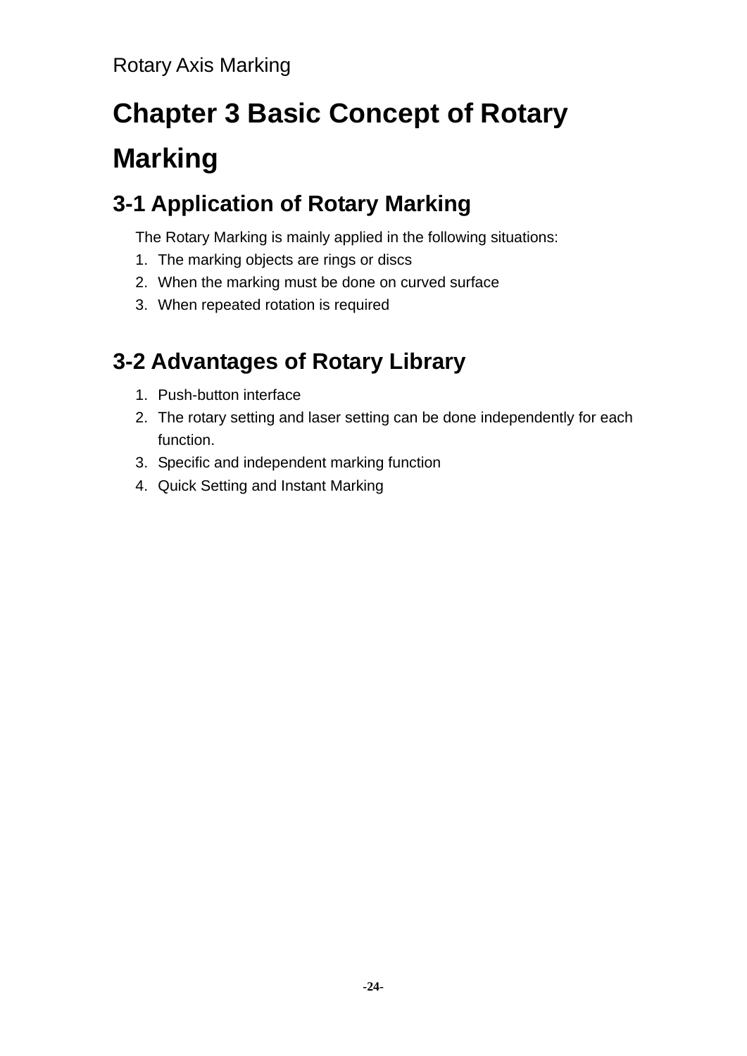# Chapter 3 Basic Concept of Rotary Marking

## 3-1 Application of Rotary Marking

The Rotary Marking is mainly applied in the following situations:

1. The marking objects are rings or discs
2. When the marking must be done on curved surface
3. When repeated rotation is required

## 3-2 Advantages of Rotary Library

1. Push-button interface
2. The rotary setting and laser setting can be done independently for each function.
3. Specific and independent marking function
4. Quick Setting and Instant Marking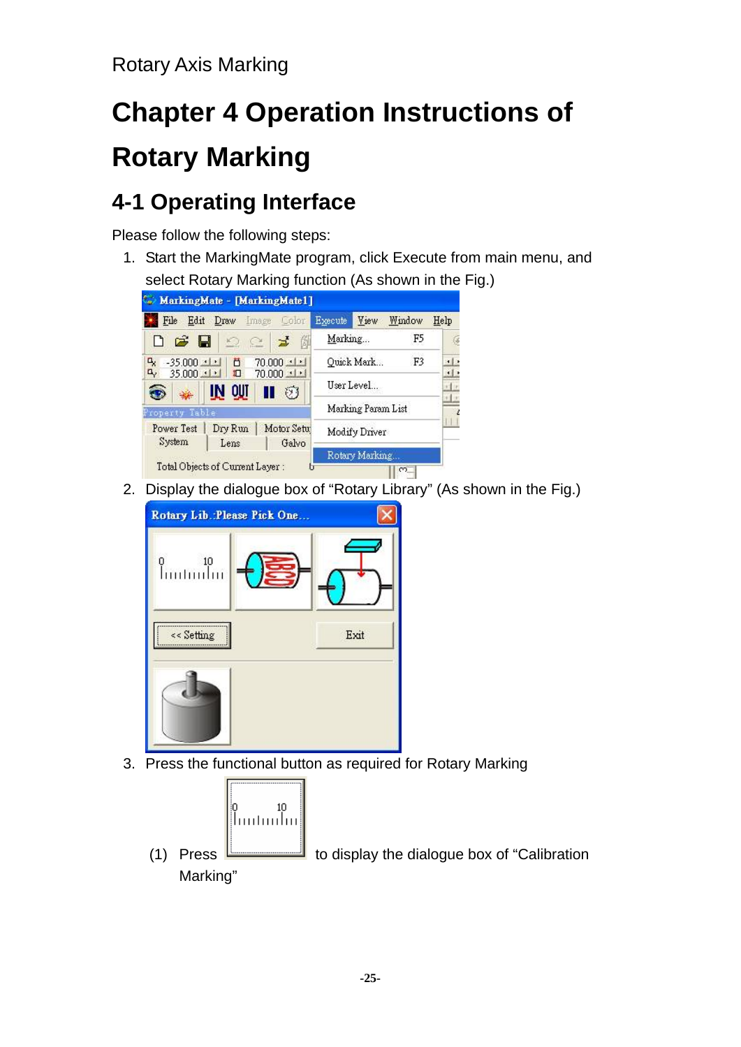# Chapter 4 Operation Instructions of Rotary Marking

## 4-1 Operating Interface

Please follow the following steps:

1. Start the MarkingMate program, click Execute from main menu, and select Rotary Marking function (As shown in the Fig.)
2. Display the dialogue box of "Rotary Library" (As shown in the Fig.)
3. Press the functional button as required for Rotary Marking

   (1) Press to display the dialogue box of "Calibration Marking"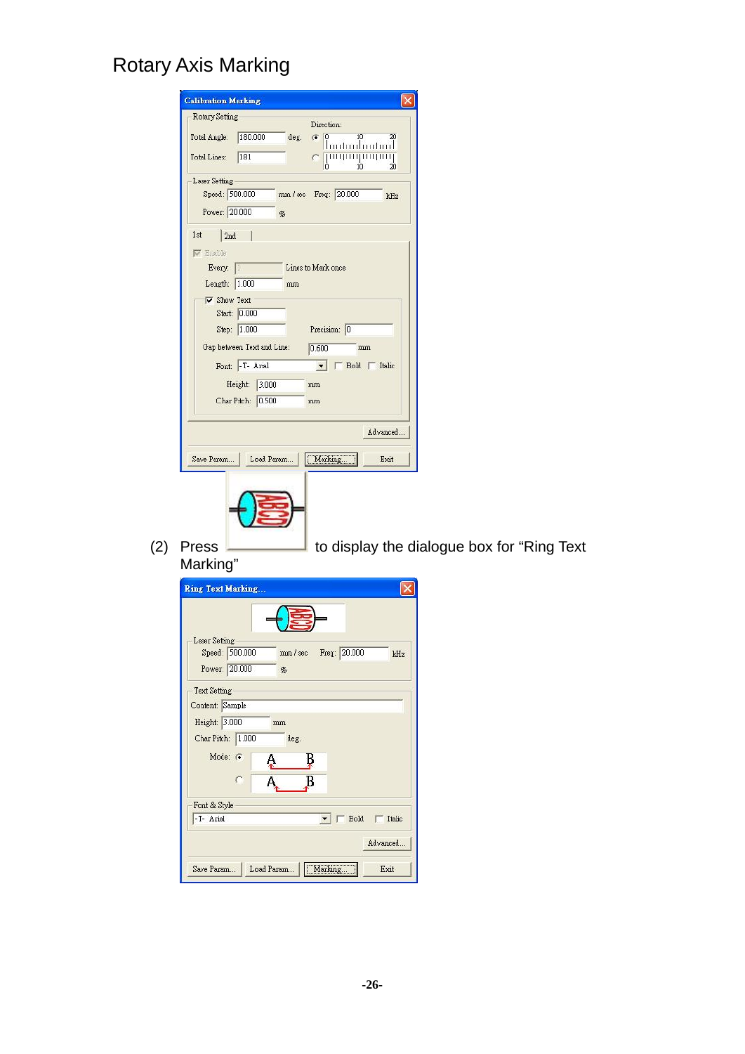# Rotary Axis Marking

(2) Press  to display the dialogue box for "Ring Text Marking"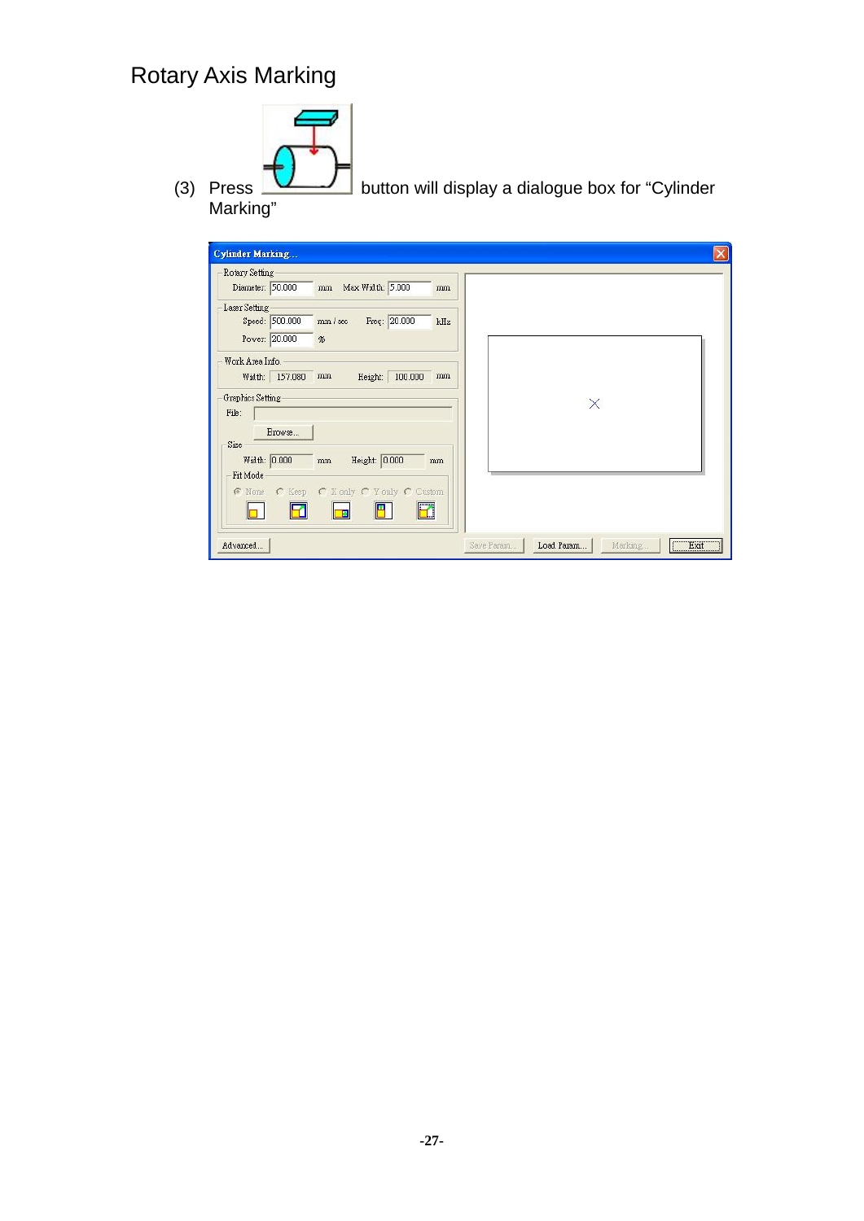# Rotary Axis Marking

(3) Press button will display a dialogue box for “Cylinder Marking”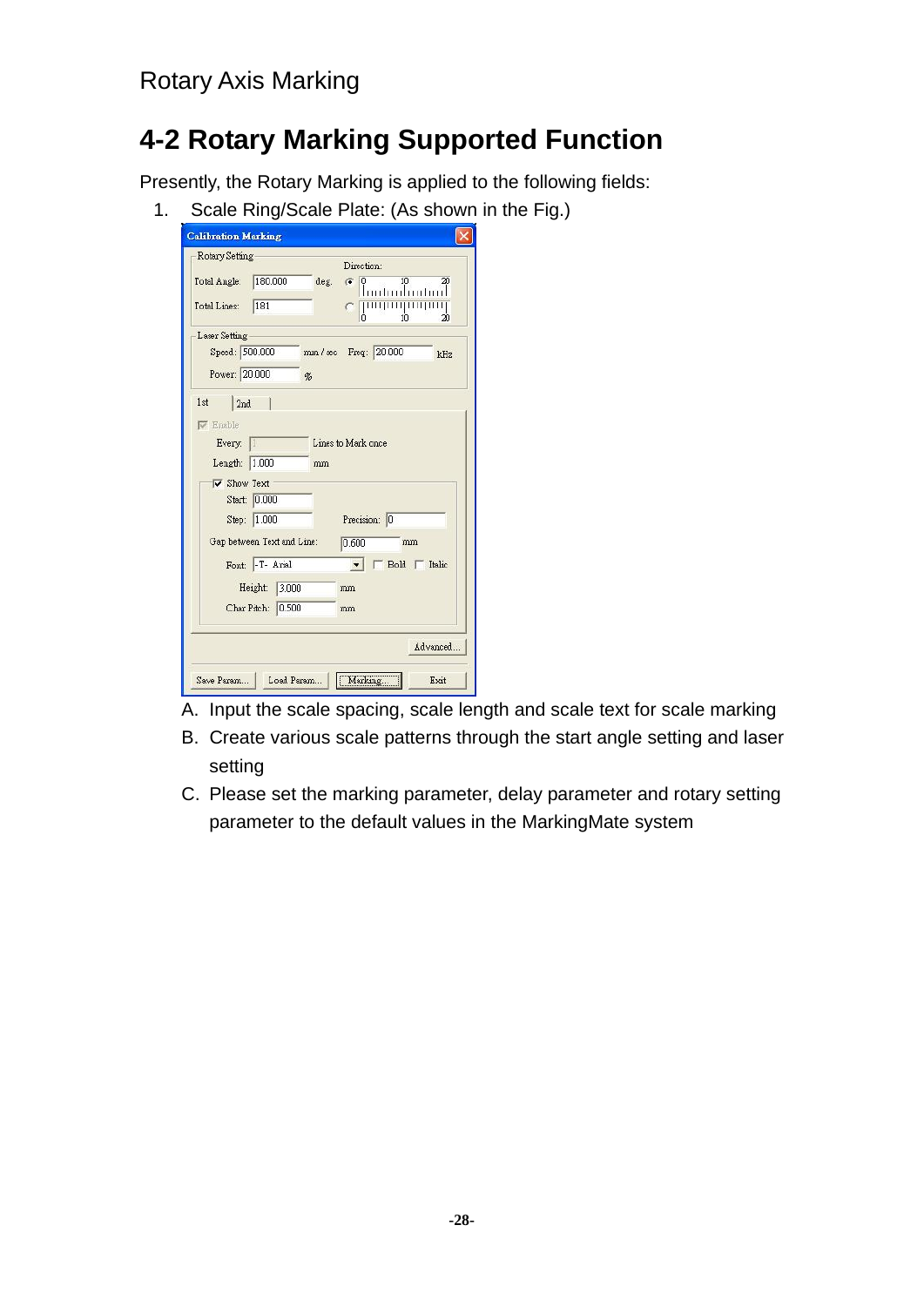# 4-2 Rotary Marking Supported Function

Presently, the Rotary Marking is applied to the following fields:

1. Scale Ring/Scale Plate: (As shown in the Fig.)

   A. Input the scale spacing, scale length and scale text for scale marking

   B. Create various scale patterns through the start angle setting and laser setting

   C. Please set the marking parameter, delay parameter and rotary setting parameter to the default values in the MarkingMate system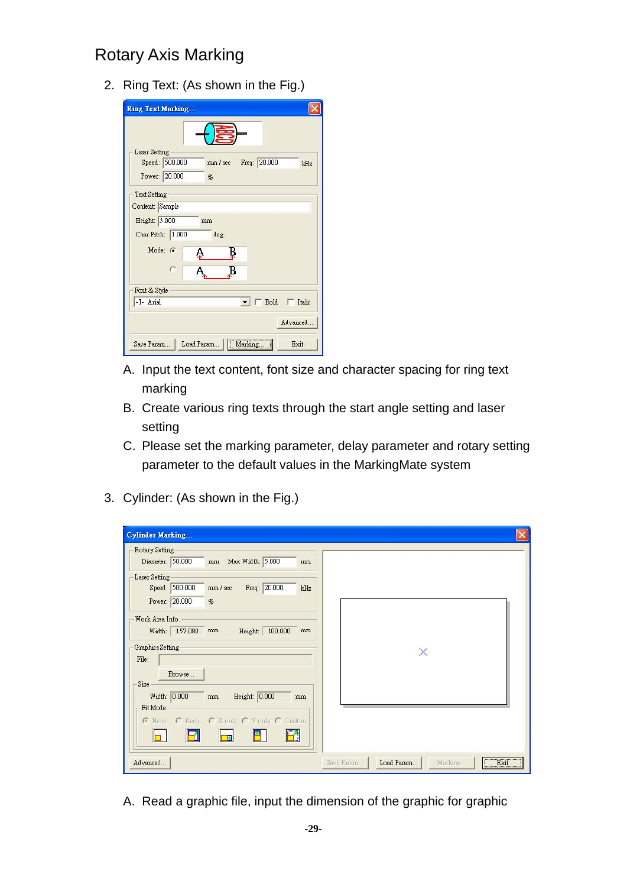# Rotary Axis Marking

2. Ring Text: (As shown in the Fig.)

Ring Text Marking...

Laser Setting
Speed: 500.000 mm / sec Freq: 20.000 kHz
Power: 20.000 %

Text Setting
Content: Sample
Height: 3.000 mm
Char Pitch: 1.000 deg.
Mode:

Font & Style
Arial Bold Italic

Advanced...

Save Param... Load Param... Marking... Exit

   A. Input the text content, font size and character spacing for ring text marking
   B. Create various ring texts through the start angle setting and laser setting
   C. Please set the marking parameter, delay parameter and rotary setting parameter to the default values in the MarkingMate system

3. Cylinder: (As shown in the Fig.)

Cylinder Marking...

Rotary Setting
Diameter: 50.000 mm Max Width: 5.000 mm

Laser Setting
Speed: 500.000 mm / sec Freq: 20.000 kHz
Power: 20.000 %

Work Area Info.
Width: 157.080 mm Height: 100.000 mm

Graphics Setting
File:
Browse...
Size
Width: 0.000 mm Height: 0.000 mm
Fit Mode
None Keep X only Y only Custom

Advanced... Save Param... Load Param... Marking... Exit

   A. Read a graphic file, input the dimension of the graphic for graphic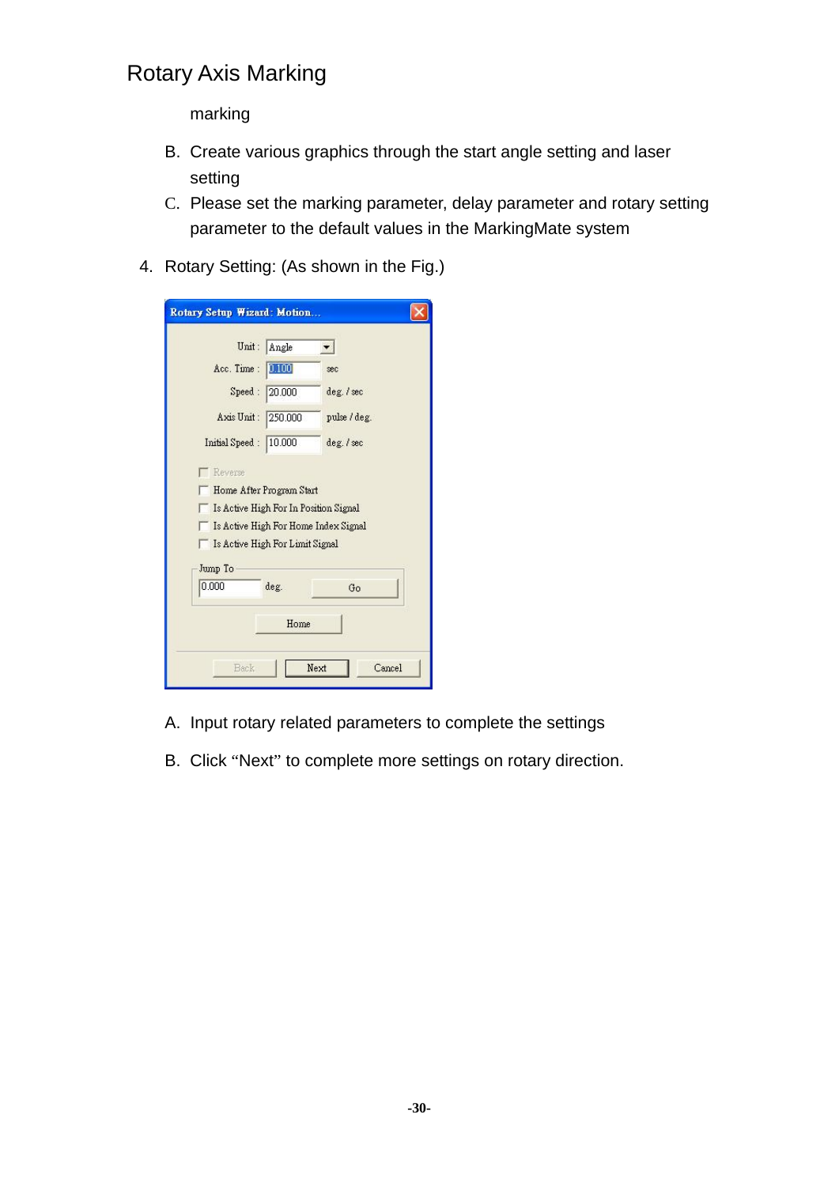marking

B. Create various graphics through the start angle setting and laser setting

C. Please set the marking parameter, delay parameter and rotary setting parameter to the default values in the MarkingMate system

4. Rotary Setting: (As shown in the Fig.)

A. Input rotary related parameters to complete the settings

B. Click "Next" to complete more settings on rotary direction.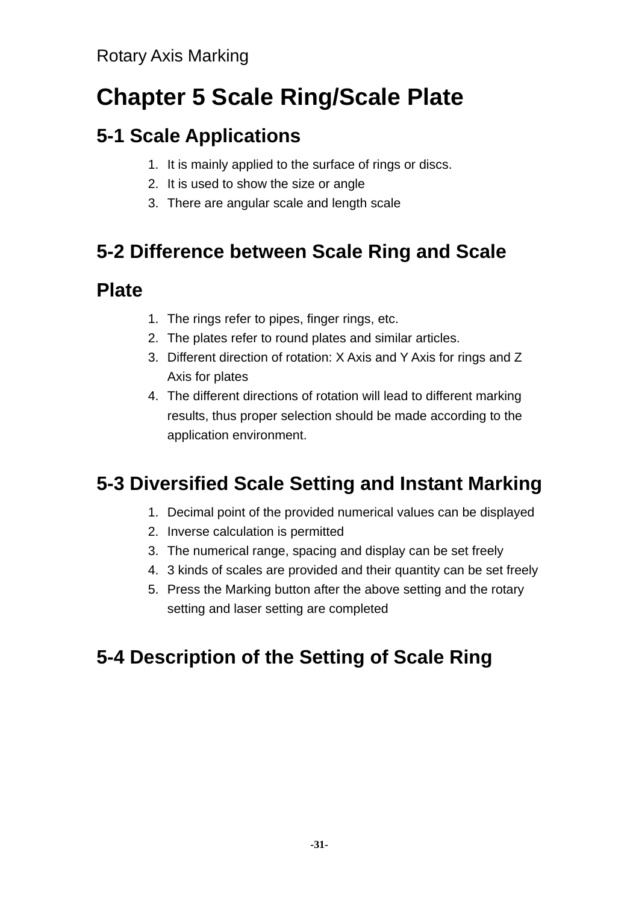# Chapter 5 Scale Ring/Scale Plate

## 5-1 Scale Applications

1. It is mainly applied to the surface of rings or discs.
2. It is used to show the size or angle
3. There are angular scale and length scale

## 5-2 Difference between Scale Ring and Scale Plate

1. The rings refer to pipes, finger rings, etc.
2. The plates refer to round plates and similar articles.
3. Different direction of rotation: X Axis and Y Axis for rings and Z Axis for plates
4. The different directions of rotation will lead to different marking results, thus proper selection should be made according to the application environment.

## 5-3 Diversified Scale Setting and Instant Marking

1. Decimal point of the provided numerical values can be displayed
2. Inverse calculation is permitted
3. The numerical range, spacing and display can be set freely
4. 3 kinds of scales are provided and their quantity can be set freely
5. Press the Marking button after the above setting and the rotary setting and laser setting are completed

## 5-4 Description of the Setting of Scale Ring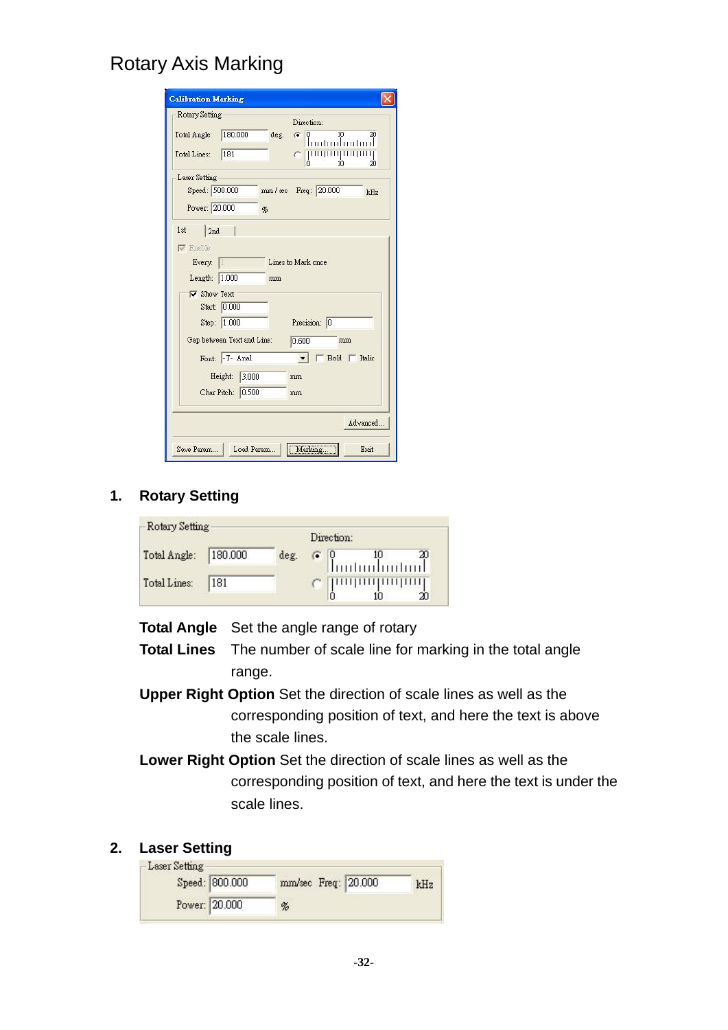# Rotary Axis Marking

## 1. Rotary Setting

**Total Angle** Set the angle range of rotary

**Total Lines** The number of scale line for marking in the total angle range.

**Upper Right Option** Set the direction of scale lines as well as the corresponding position of text, and here the text is above the scale lines.

**Lower Right Option** Set the direction of scale lines as well as the corresponding position of text, and here the text is under the scale lines.

## 2. Laser Setting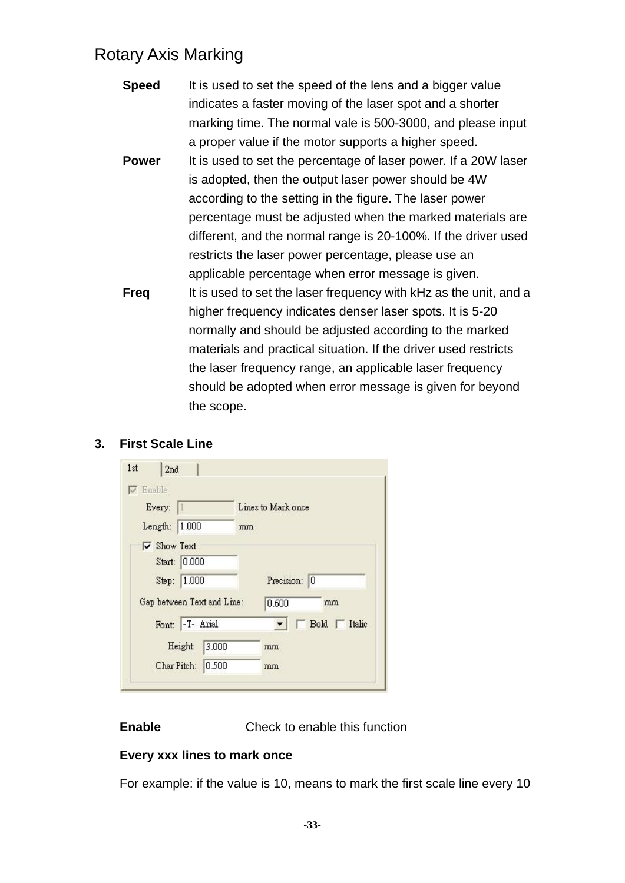## Rotary Axis Marking

**Speed** It is used to set the speed of the lens and a bigger value indicates a faster moving of the laser spot and a shorter marking time. The normal vale is 500-3000, and please input a proper value if the motor supports a higher speed.

**Power** It is used to set the percentage of laser power. If a 20W laser is adopted, then the output laser power should be 4W according to the setting in the figure. The laser power percentage must be adjusted when the marked materials are different, and the normal range is 20-100%. If the driver used restricts the laser power percentage, please use an applicable percentage when error message is given.

**Freq** It is used to set the laser frequency with kHz as the unit, and a higher frequency indicates denser laser spots. It is 5-20 normally and should be adjusted according to the marked materials and practical situation. If the driver used restricts the laser frequency range, an applicable laser frequency should be adopted when error message is given for beyond the scope.

**3. First Scale Line**

1st | 2nd

☑ Enable

Every: 1 Lines to Mark once

Length: 1.000 mm

☑ Show Text

Start: 0.000

Step: 1.000 Precision: 0

Gap between Text and Line: 0.600 mm

Font: -T- Arial ☐ Bold ☐ Italic

Height: 3.000 mm

Char Pitch: 0.500 mm

**Enable** Check to enable this function

**Every xxx lines to mark once**

For example: if the value is 10, means to mark the first scale line every 10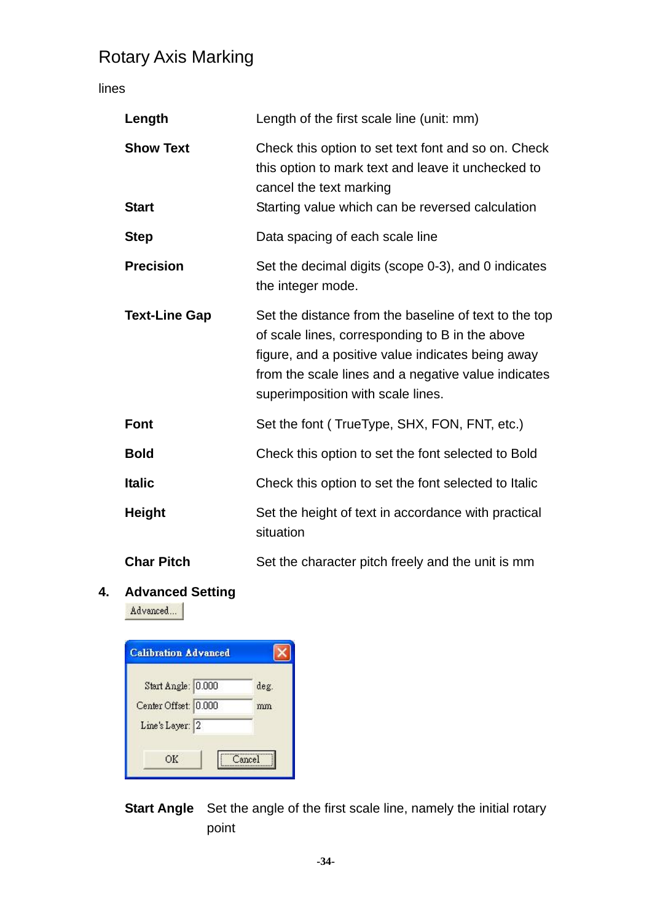Rotary Axis Marking

lines

| | |
|---|---|
| **Length** | Length of the first scale line (unit: mm) |
| **Show Text** | Check this option to set text font and so on. Check this option to mark text and leave it unchecked to cancel the text marking |
| **Start** | Starting value which can be reversed calculation |
| **Step** | Data spacing of each scale line |
| **Precision** | Set the decimal digits (scope 0-3), and 0 indicates the integer mode. |
| **Text-Line Gap** | Set the distance from the baseline of text to the top of scale lines, corresponding to B in the above figure, and a positive value indicates being away from the scale lines and a negative value indicates superimposition with scale lines. |
| **Font** | Set the font ( TrueType, SHX, FON, FNT, etc.) |
| **Bold** | Check this option to set the font selected to Bold |
| **Italic** | Check this option to set the font selected to Italic |
| **Height** | Set the height of text in accordance with practical situation |
| **Char Pitch** | Set the character pitch freely and the unit is mm |

4. **Advanced Setting**

Advanced...

Calibration Advanced

Start Angle: 0.000 deg.

Center Offset: 0.000 mm

Line's Layer: 2

OK Cancel

**Start Angle** Set the angle of the first scale line, namely the initial rotary point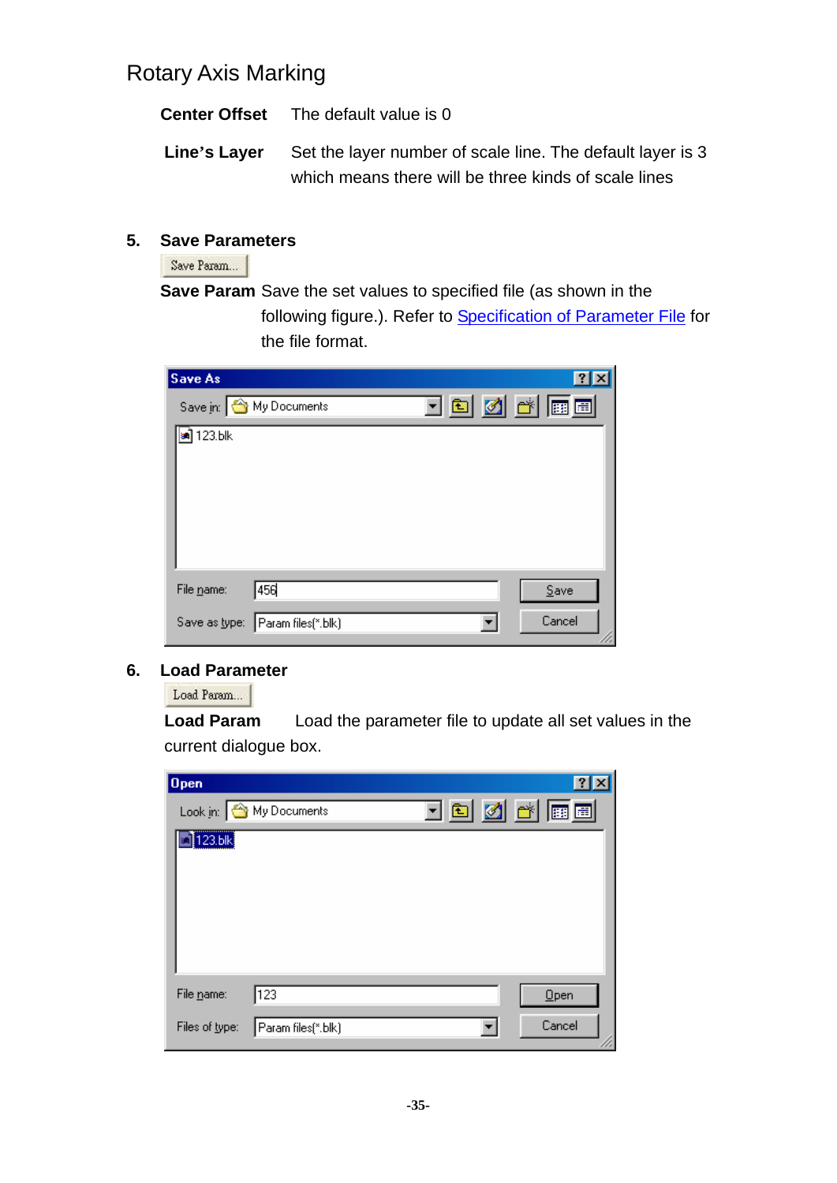Rotary Axis Marking

**Center Offset** The default value is 0

**Line's Layer** Set the layer number of scale line. The default layer is 3 which means there will be three kinds of scale lines

5. **Save Parameters**

Save Param...

**Save Param** Save the set values to specified file (as shown in the following figure.). Refer to Specification of Parameter File for the file format.

Save As

Save in: My Documents

123.blk

File name: 456 — Save

Save as type: Param files(*.blk) — Cancel

6. **Load Parameter**

Load Param...

**Load Param** Load the parameter file to update all set values in the current dialogue box.

Open

Look in: My Documents

123.blk

File name: 123 — Open

Files of type: Param files(*.blk) — Cancel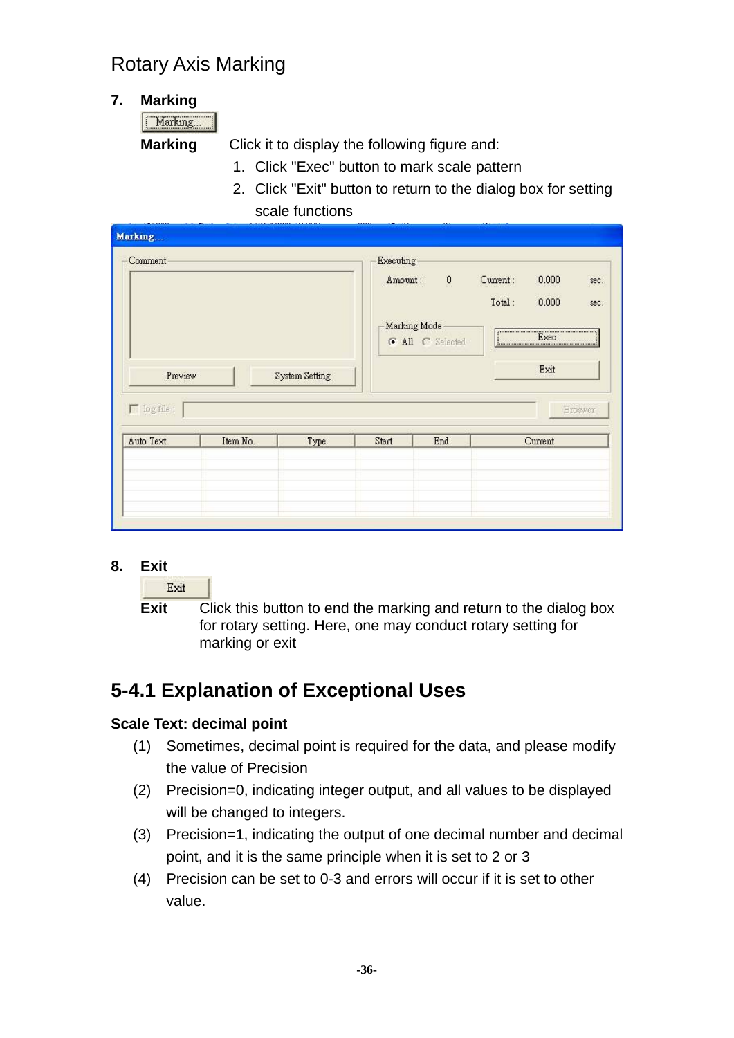Rotary Axis Marking

7. **Marking**

**Marking** Click it to display the following figure and:

1. Click "Exec" button to mark scale pattern
2. Click "Exit" button to return to the dialog box for setting scale functions

8. **Exit**

**Exit** Click this button to end the marking and return to the dialog box for rotary setting. Here, one may conduct rotary setting for marking or exit

## 5-4.1 Explanation of Exceptional Uses

**Scale Text: decimal point**

(1) Sometimes, decimal point is required for the data, and please modify the value of Precision

(2) Precision=0, indicating integer output, and all values to be displayed will be changed to integers.

(3) Precision=1, indicating the output of one decimal number and decimal point, and it is the same principle when it is set to 2 or 3

(4) Precision can be set to 0-3 and errors will occur if it is set to other value.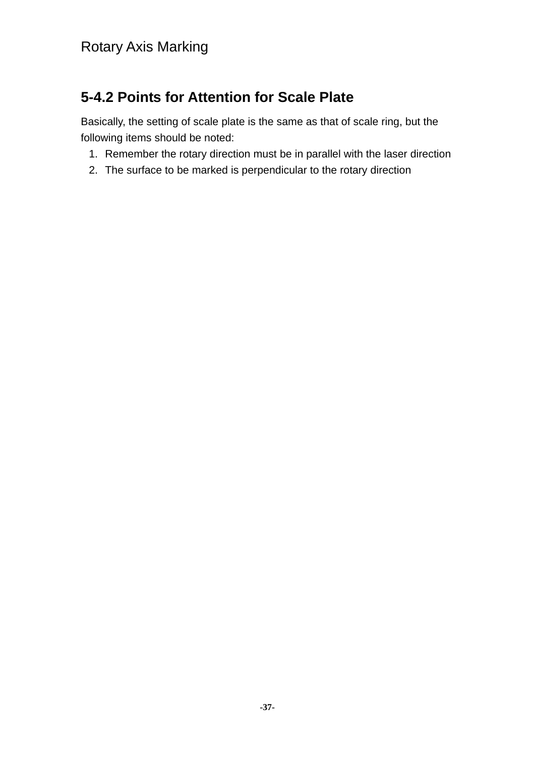## 5-4.2 Points for Attention for Scale Plate

Basically, the setting of scale plate is the same as that of scale ring, but the following items should be noted:

1. Remember the rotary direction must be in parallel with the laser direction
2. The surface to be marked is perpendicular to the rotary direction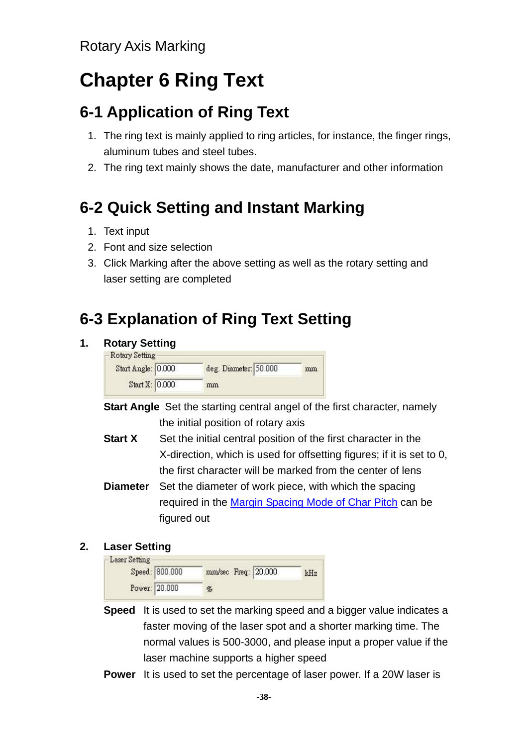# Chapter 6 Ring Text

## 6-1 Application of Ring Text

1. The ring text is mainly applied to ring articles, for instance, the finger rings, aluminum tubes and steel tubes.
2. The ring text mainly shows the date, manufacturer and other information

## 6-2 Quick Setting and Instant Marking

1. Text input
2. Font and size selection
3. Click Marking after the above setting as well as the rotary setting and laser setting are completed

## 6-3 Explanation of Ring Text Setting

**1. Rotary Setting**

Rotary Setting

| | | | | |
|---|---|---|---|---|
| Start Angle: | 0.000 | deg. Diameter: | 50.000 | mm |
| Start X: | 0.000 | mm | | |

**Start Angle** Set the starting central angel of the first character, namely the initial position of rotary axis

**Start X** Set the initial central position of the first character in the X-direction, which is used for offsetting figures; if it is set to 0, the first character will be marked from the center of lens

**Diameter** Set the diameter of work piece, with which the spacing required in the Margin Spacing Mode of Char Pitch can be figured out

**2. Laser Setting**

Laser Setting

| | | | | |
|---|---|---|---|---|
| Speed: | 800.000 | mm/sec Freq: | 20.000 | kHz |
| Power: | 20.000 | % | | |

**Speed** It is used to set the marking speed and a bigger value indicates a faster moving of the laser spot and a shorter marking time. The normal values is 500-3000, and please input a proper value if the laser machine supports a higher speed

**Power** It is used to set the percentage of laser power. If a 20W laser is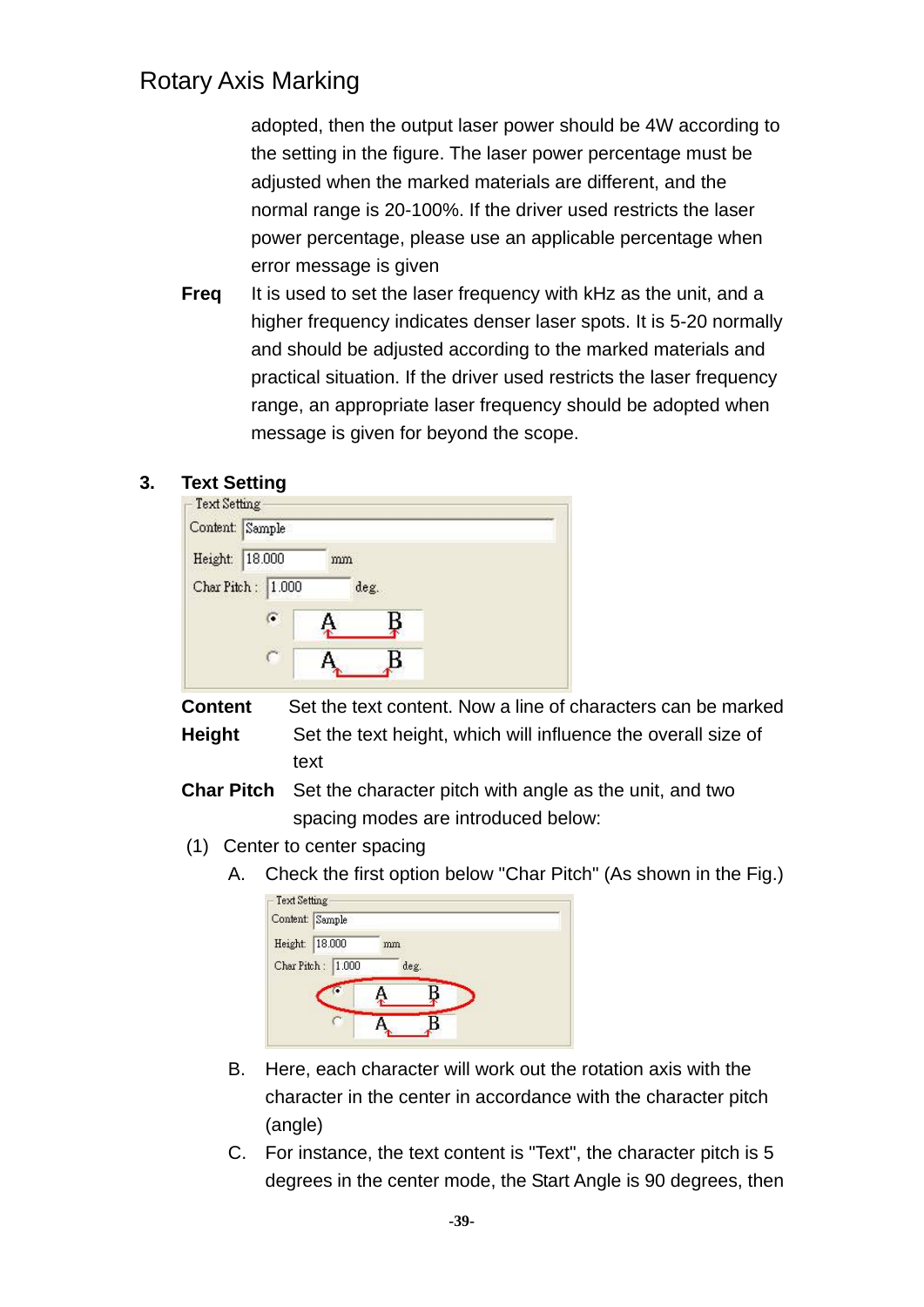adopted, then the output laser power should be 4W according to the setting in the figure. The laser power percentage must be adjusted when the marked materials are different, and the normal range is 20-100%. If the driver used restricts the laser power percentage, please use an applicable percentage when error message is given

**Freq** It is used to set the laser frequency with kHz as the unit, and a higher frequency indicates denser laser spots. It is 5-20 normally and should be adjusted according to the marked materials and practical situation. If the driver used restricts the laser frequency range, an appropriate laser frequency should be adopted when message is given for beyond the scope.

### 3. Text Setting

**Content** Set the text content. Now a line of characters can be marked

**Height** Set the text height, which will influence the overall size of text

**Char Pitch** Set the character pitch with angle as the unit, and two spacing modes are introduced below:

(1) Center to center spacing

A. Check the first option below "Char Pitch" (As shown in the Fig.)

B. Here, each character will work out the rotation axis with the character in the center in accordance with the character pitch (angle)

C. For instance, the text content is "Text", the character pitch is 5 degrees in the center mode, the Start Angle is 90 degrees, then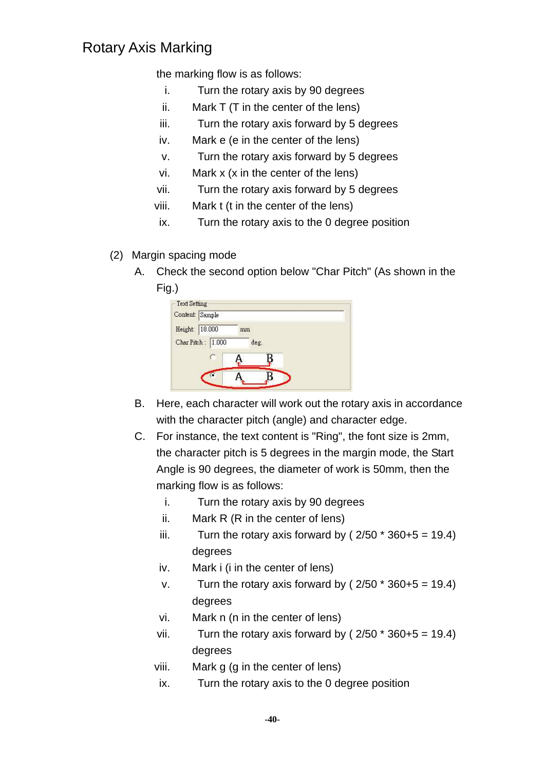## Rotary Axis Marking

the marking flow is as follows:

i. Turn the rotary axis by 90 degrees
ii. Mark T (T in the center of the lens)
iii. Turn the rotary axis forward by 5 degrees
iv. Mark e (e in the center of the lens)
v. Turn the rotary axis forward by 5 degrees
vi. Mark x (x in the center of the lens)
vii. Turn the rotary axis forward by 5 degrees
viii. Mark t (t in the center of the lens)
ix. Turn the rotary axis to the 0 degree position

(2) Margin spacing mode

A. Check the second option below "Char Pitch" (As shown in the Fig.)

B. Here, each character will work out the rotary axis in accordance with the character pitch (angle) and character edge.

C. For instance, the text content is "Ring", the font size is 2mm, the character pitch is 5 degrees in the margin mode, the Start Angle is 90 degrees, the diameter of work is 50mm, then the marking flow is as follows:

i. Turn the rotary axis by 90 degrees
ii. Mark R (R in the center of lens)
iii. Turn the rotary axis forward by ( 2/50 * 360+5 = 19.4) degrees
iv. Mark i (i in the center of lens)
v. Turn the rotary axis forward by ( 2/50 * 360+5 = 19.4) degrees
vi. Mark n (n in the center of lens)
vii. Turn the rotary axis forward by ( 2/50 * 360+5 = 19.4) degrees
viii. Mark g (g in the center of lens)
ix. Turn the rotary axis to the 0 degree position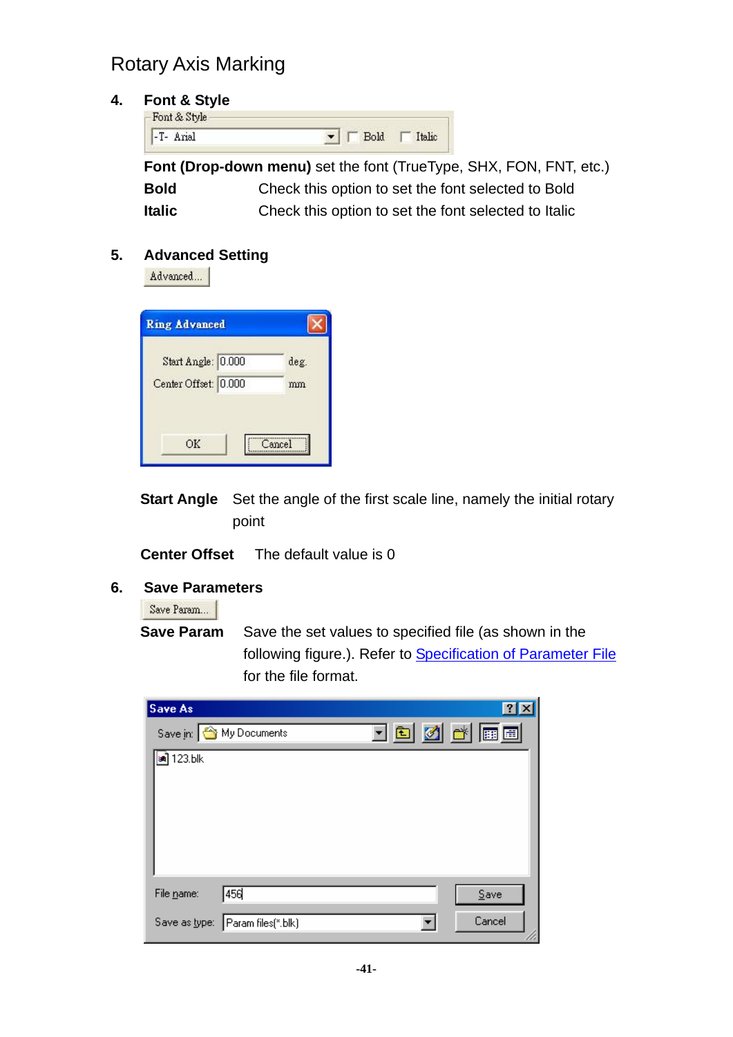# Rotary Axis Marking

## 4. Font & Style

**Font (Drop-down menu)** set the font (TrueType, SHX, FON, FNT, etc.)

**Bold** Check this option to set the font selected to Bold

**Italic** Check this option to set the font selected to Italic

## 5. Advanced Setting

**Start Angle** Set the angle of the first scale line, namely the initial rotary point

**Center Offset** The default value is 0

## 6. Save Parameters

**Save Param** Save the set values to specified file (as shown in the following figure.). Refer to Specification of Parameter File for the file format.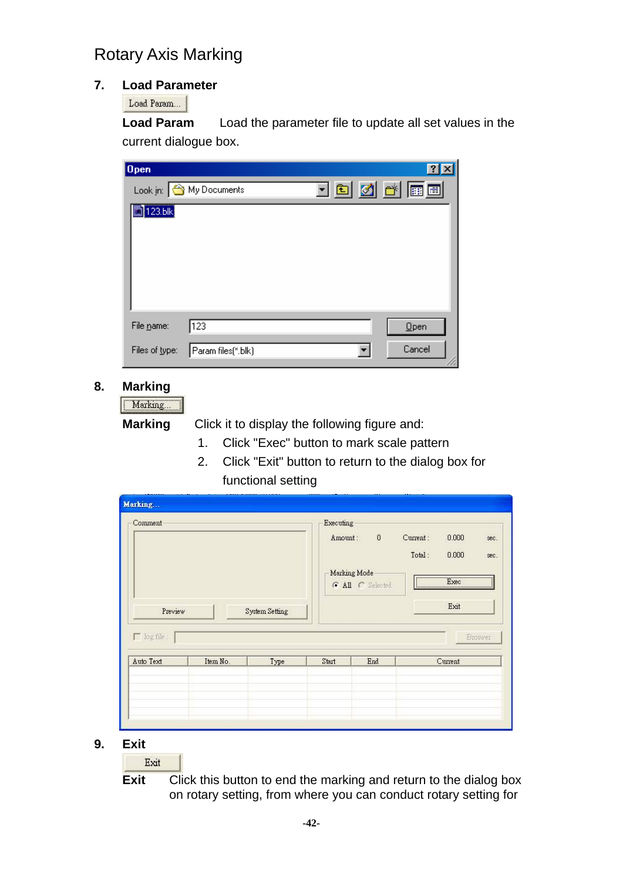Rotary Axis Marking

**7. Load Parameter**

Load Param...

**Load Param** Load the parameter file to update all set values in the current dialogue box.

**8. Marking**

Marking...

**Marking** Click it to display the following figure and:

1. Click "Exec" button to mark scale pattern
2. Click "Exit" button to return to the dialog box for functional setting

**9. Exit**

Exit

**Exit** Click this button to end the marking and return to the dialog box on rotary setting, from where you can conduct rotary setting for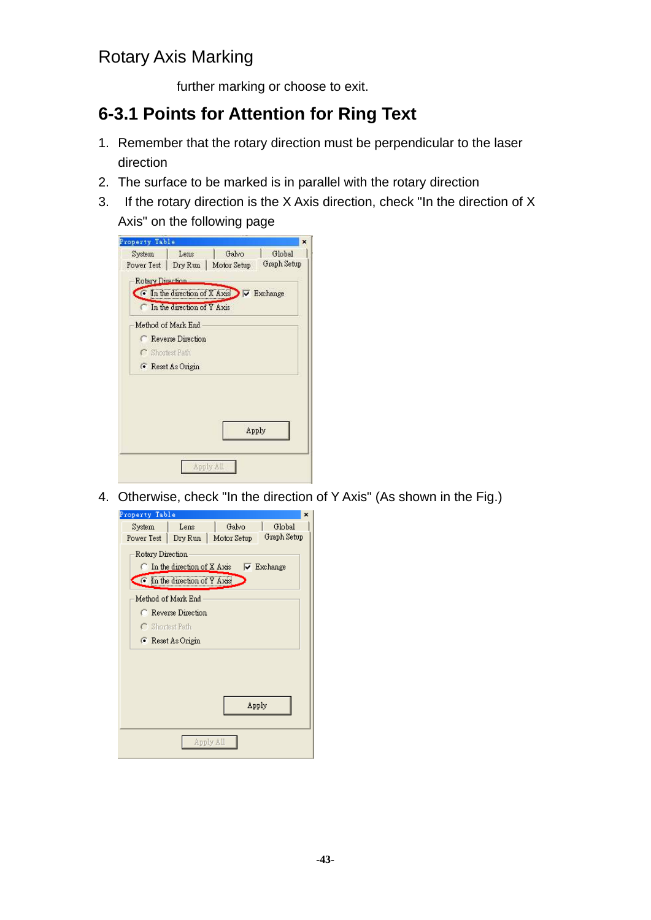further marking or choose to exit.

## 6-3.1 Points for Attention for Ring Text

1. Remember that the rotary direction must be perpendicular to the laser direction
2. The surface to be marked is in parallel with the rotary direction
3. If the rotary direction is the X Axis direction, check "In the direction of X Axis" on the following page

4. Otherwise, check "In the direction of Y Axis" (As shown in the Fig.)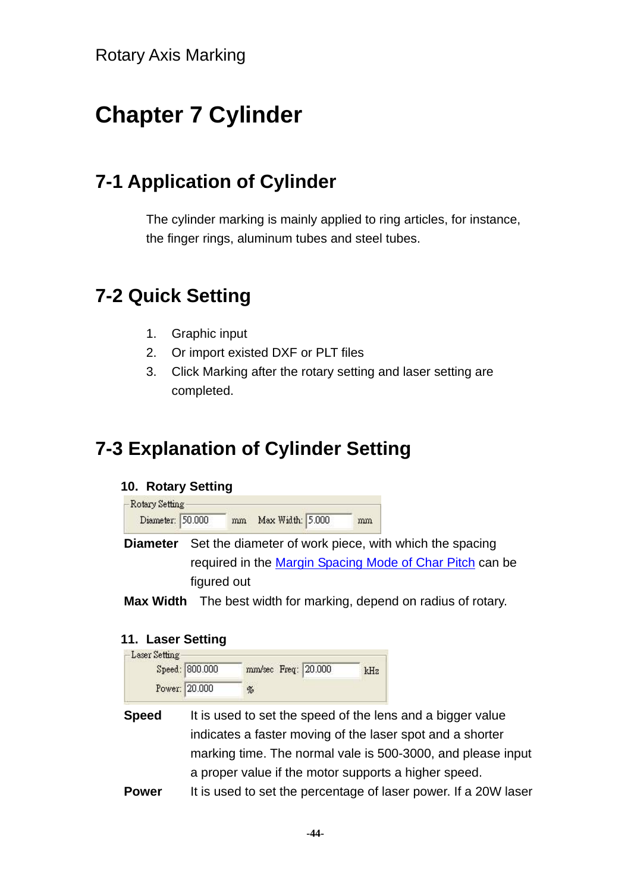# Chapter 7 Cylinder

## 7-1 Application of Cylinder

The cylinder marking is mainly applied to ring articles, for instance, the finger rings, aluminum tubes and steel tubes.

## 7-2 Quick Setting

1. Graphic input
2. Or import existed DXF or PLT files
3. Click Marking after the rotary setting and laser setting are completed.

## 7-3 Explanation of Cylinder Setting

### 10. Rotary Setting

Rotary Setting
Diameter: 50.000 mm Max Width: 5.000 mm

**Diameter** Set the diameter of work piece, with which the spacing required in the Margin Spacing Mode of Char Pitch can be figured out

**Max Width** The best width for marking, depend on radius of rotary.

### 11. Laser Setting

Laser Setting
Speed: 800.000 mm/sec Freq: 20.000 kHz
Power: 20.000 %

**Speed** It is used to set the speed of the lens and a bigger value indicates a faster moving of the laser spot and a shorter marking time. The normal vale is 500-3000, and please input a proper value if the motor supports a higher speed.

**Power** It is used to set the percentage of laser power. If a 20W laser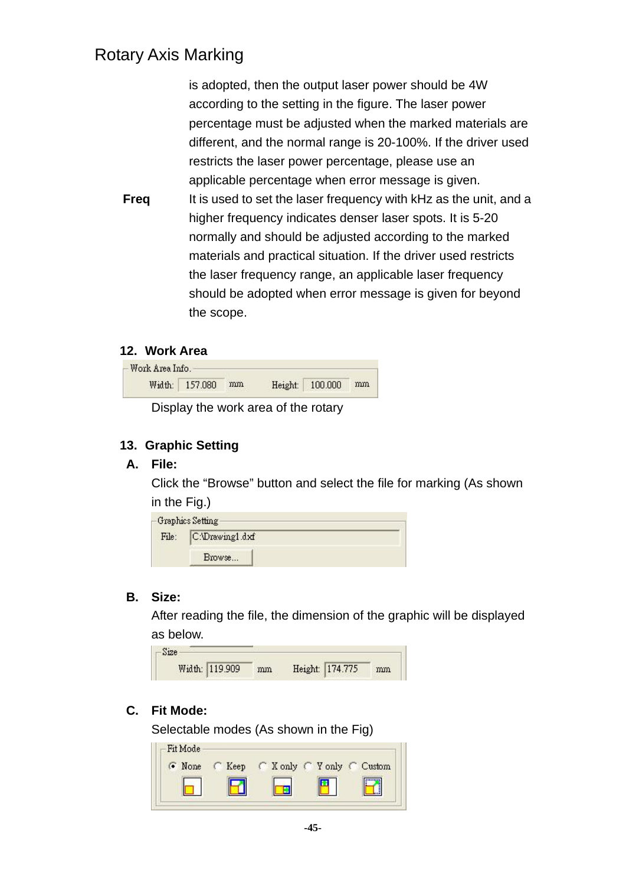is adopted, then the output laser power should be 4W according to the setting in the figure. The laser power percentage must be adjusted when the marked materials are different, and the normal range is 20-100%. If the driver used restricts the laser power percentage, please use an applicable percentage when error message is given.

**Freq** It is used to set the laser frequency with kHz as the unit, and a higher frequency indicates denser laser spots. It is 5-20 normally and should be adjusted according to the marked materials and practical situation. If the driver used restricts the laser frequency range, an applicable laser frequency should be adopted when error message is given for beyond the scope.

**12. Work Area**

Work Area Info. Width: 157.080 mm Height: 100.000 mm

Display the work area of the rotary

**13. Graphic Setting**

**A. File:**

Click the "Browse" button and select the file for marking (As shown in the Fig.)

Graphics Setting File: C:\Drawing1.dxf Browse...

**B. Size:**

After reading the file, the dimension of the graphic will be displayed as below.

Size Width: 119.909 mm Height: 174.775 mm

**C. Fit Mode:**

Selectable modes (As shown in the Fig)

Fit Mode: None Keep X only Y only Custom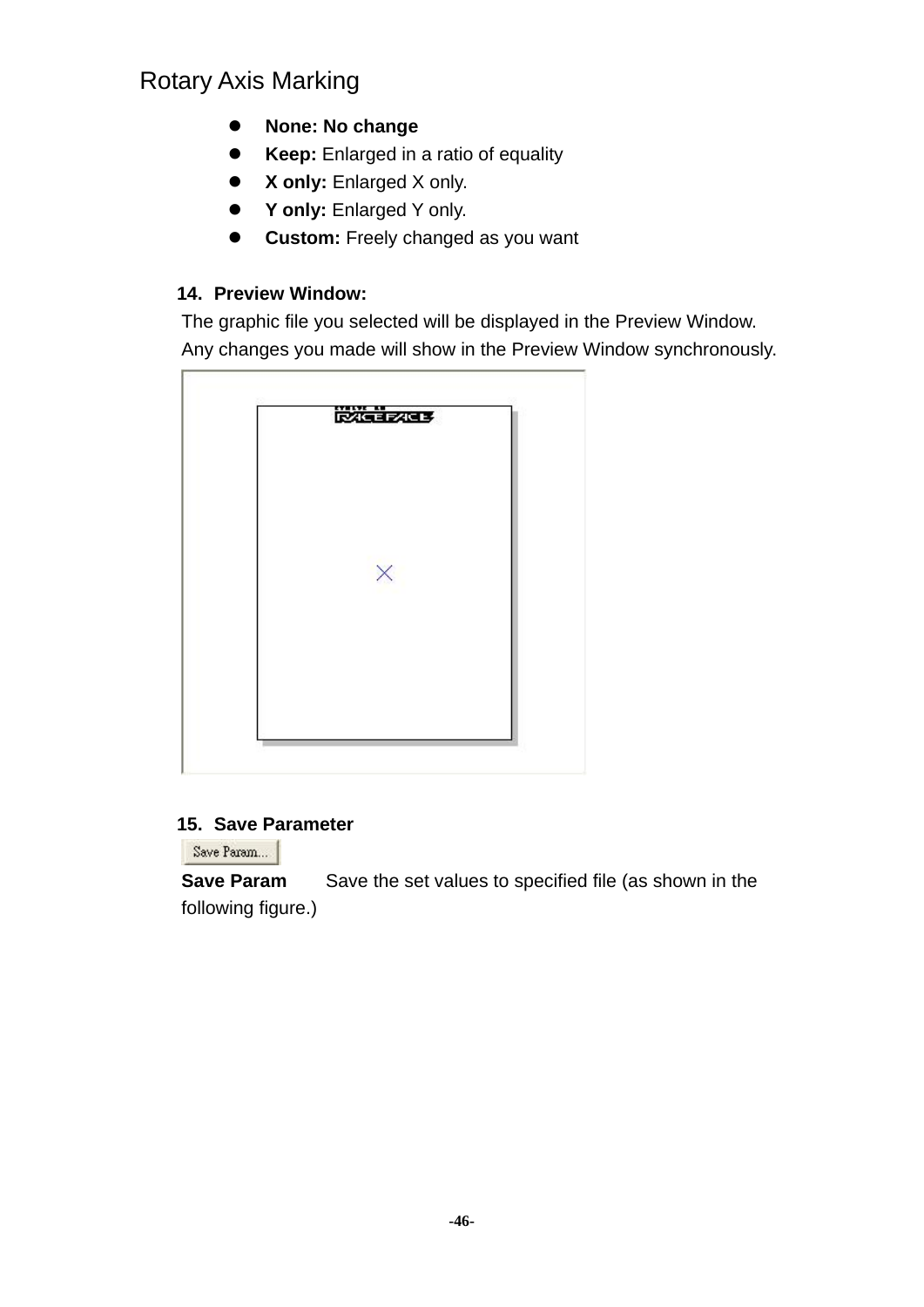## Rotary Axis Marking

- **None: No change**
- **Keep:** Enlarged in a ratio of equality
- **X only:** Enlarged X only.
- **Y only:** Enlarged Y only.
- **Custom:** Freely changed as you want

**14. Preview Window:**

The graphic file you selected will be displayed in the Preview Window. Any changes you made will show in the Preview Window synchronously.

**15. Save Parameter**

Save Param...

**Save Param** Save the set values to specified file (as shown in the following figure.)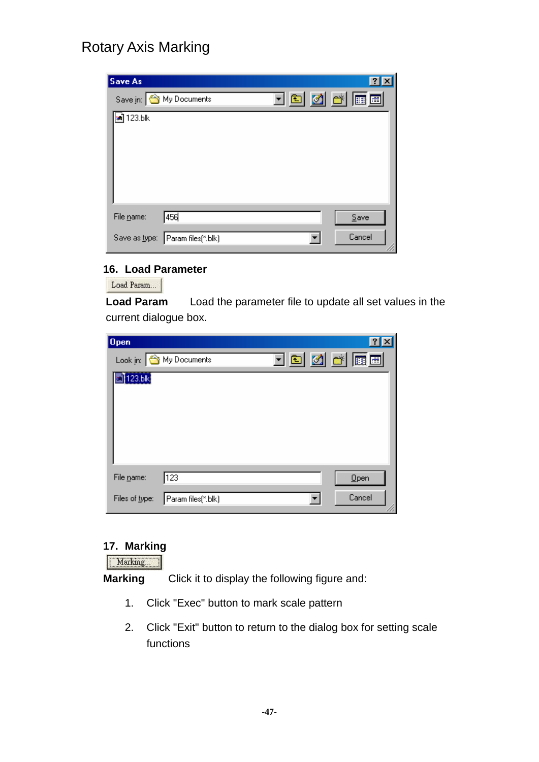Rotary Axis Marking

### 16. Load Parameter

**Load Param** Load the parameter file to update all set values in the current dialogue box.

### 17. Marking

**Marking** Click it to display the following figure and:

1. Click "Exec" button to mark scale pattern
2. Click "Exit" button to return to the dialog box for setting scale functions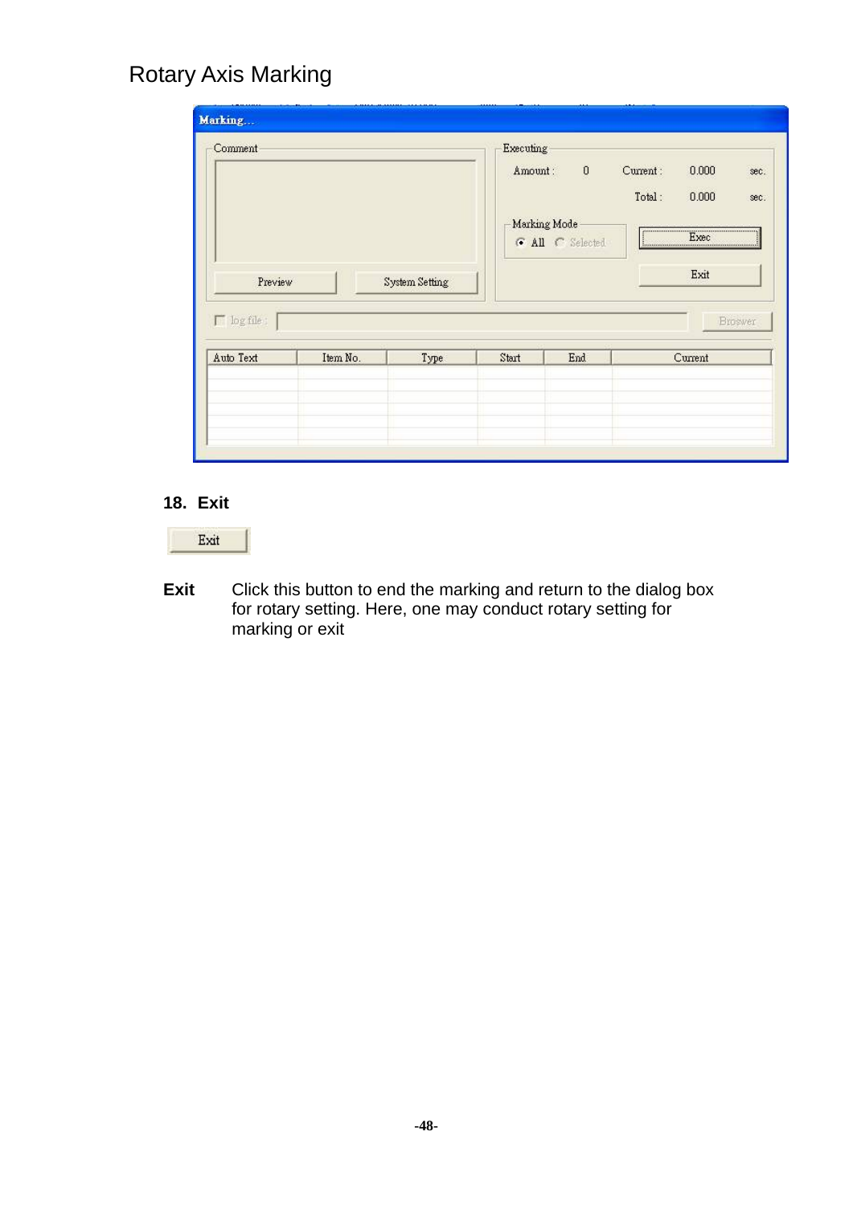# Rotary Axis Marking

## 18. Exit

**Exit** Click this button to end the marking and return to the dialog box for rotary setting. Here, one may conduct rotary setting for marking or exit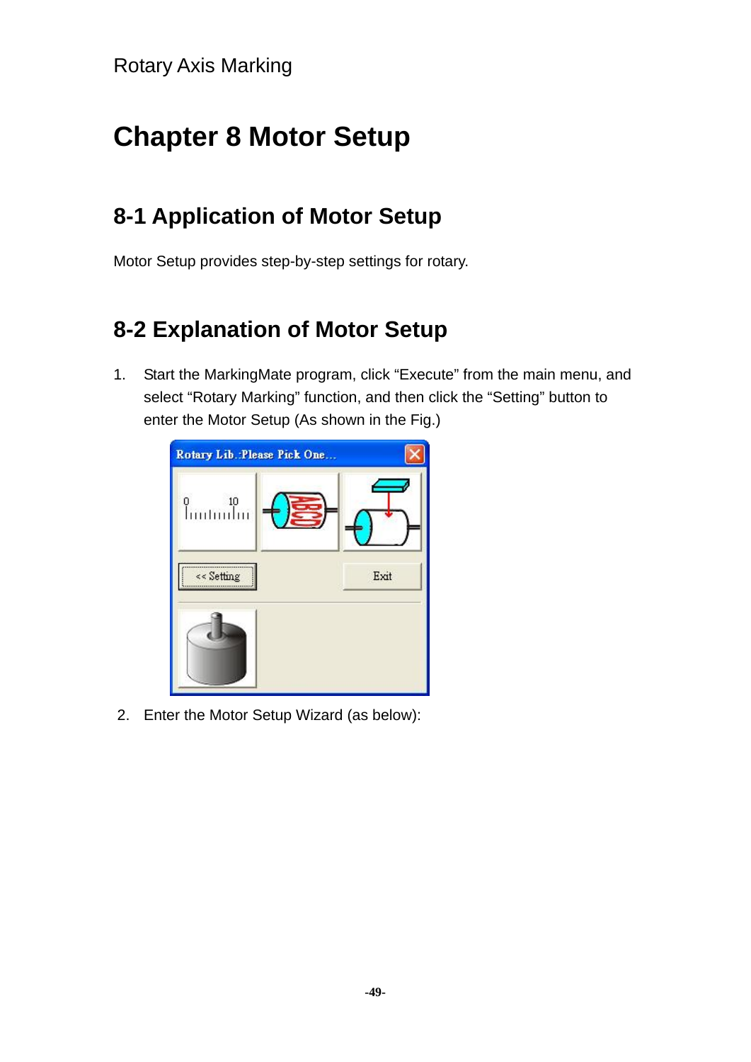# Chapter 8 Motor Setup

## 8-1 Application of Motor Setup

Motor Setup provides step-by-step settings for rotary.

## 8-2 Explanation of Motor Setup

1. Start the MarkingMate program, click "Execute" from the main menu, and select "Rotary Marking" function, and then click the "Setting" button to enter the Motor Setup (As shown in the Fig.)

2. Enter the Motor Setup Wizard (as below):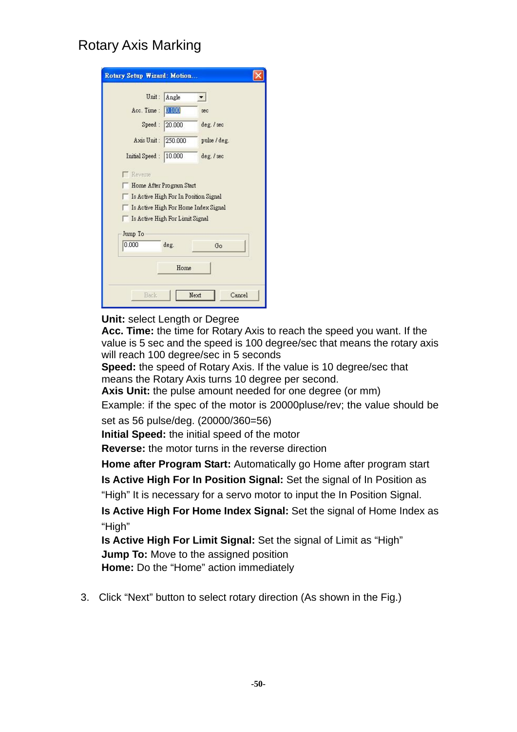# Rotary Axis Marking

**Unit:** select Length or Degree
**Acc. Time:** the time for Rotary Axis to reach the speed you want. If the value is 5 sec and the speed is 100 degree/sec that means the rotary axis will reach 100 degree/sec in 5 seconds
**Speed:** the speed of Rotary Axis. If the value is 10 degree/sec that means the Rotary Axis turns 10 degree per second.
**Axis Unit:** the pulse amount needed for one degree (or mm)
Example: if the spec of the motor is 20000pluse/rev; the value should be set as 56 pulse/deg. (20000/360=56)
**Initial Speed:** the initial speed of the motor
**Reverse:** the motor turns in the reverse direction
**Home after Program Start:** Automatically go Home after program start
**Is Active High For In Position Signal:** Set the signal of In Position as "High" It is necessary for a servo motor to input the In Position Signal.
**Is Active High For Home Index Signal:** Set the signal of Home Index as "High"
**Is Active High For Limit Signal:** Set the signal of Limit as "High"
**Jump To:** Move to the assigned position
**Home:** Do the "Home" action immediately

3. Click "Next" button to select rotary direction (As shown in the Fig.)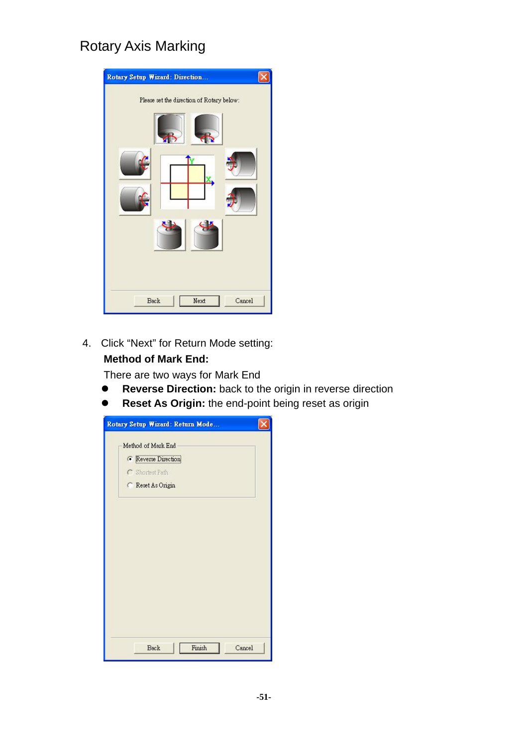# Rotary Axis Marking

4. Click "Next" for Return Mode setting:

   **Method of Mark End:**

   There are two ways for Mark End

   - **Reverse Direction:** back to the origin in reverse direction
   - **Reset As Origin:** the end-point being reset as origin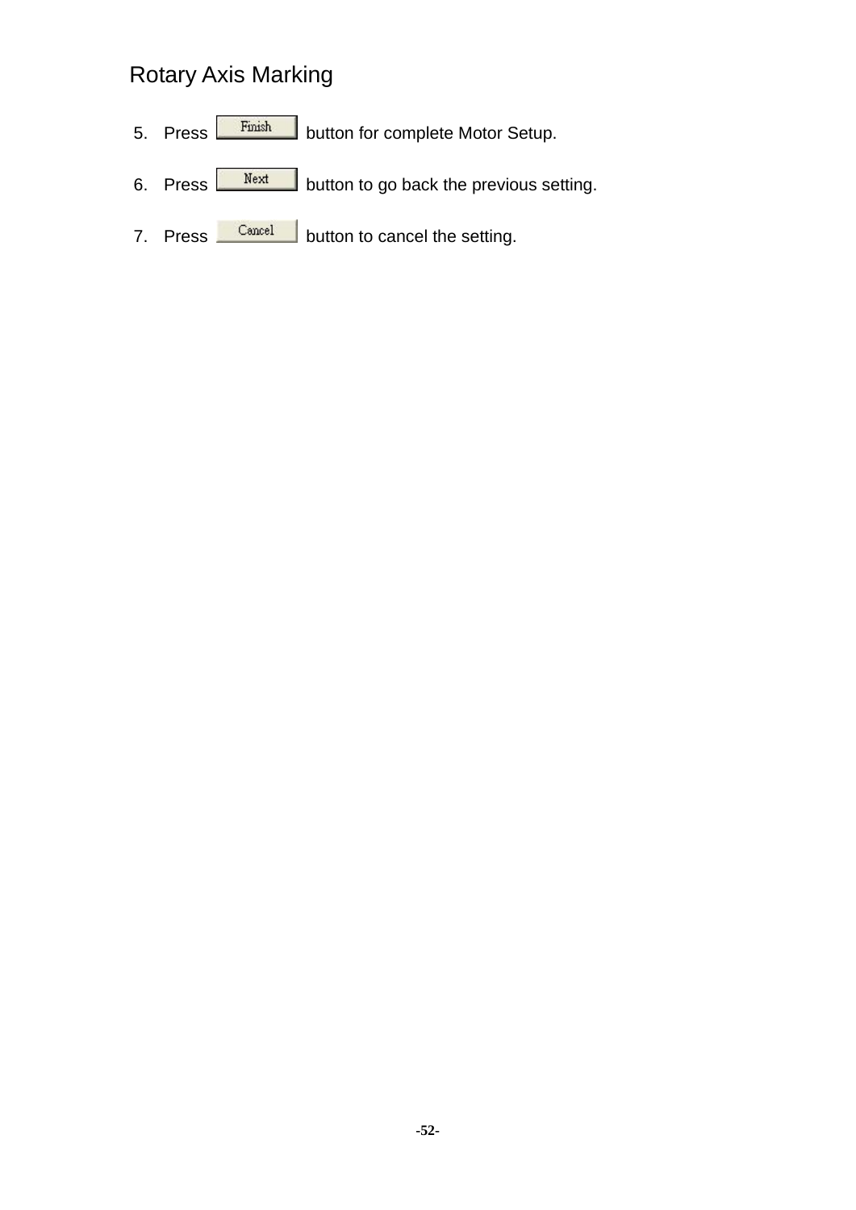## Rotary Axis Marking

5. Press Finish button for complete Motor Setup.

6. Press Next button to go back the previous setting.

7. Press Cancel button to cancel the setting.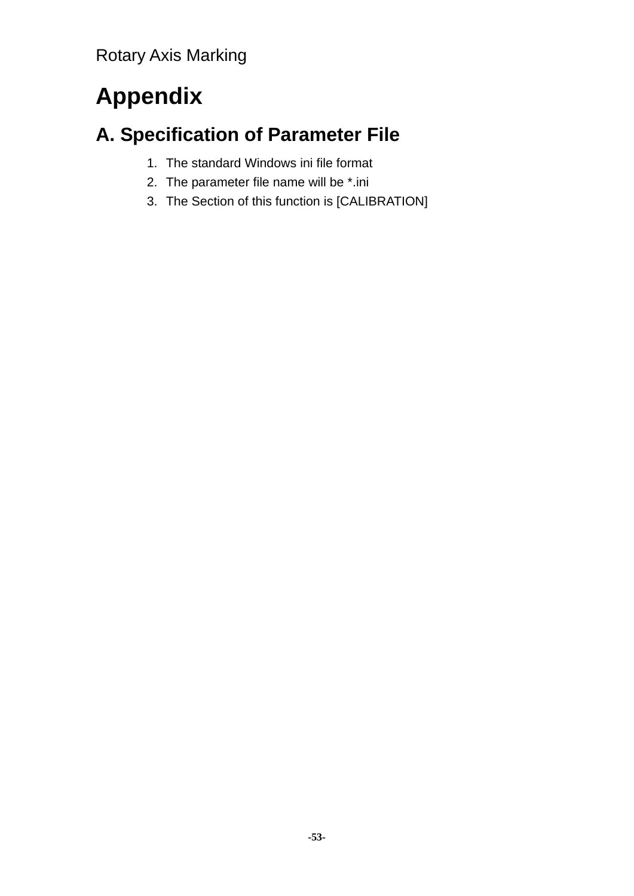# Appendix

## A. Specification of Parameter File

1. The standard Windows ini file format
2. The parameter file name will be *.ini
3. The Section of this function is [CALIBRATION]